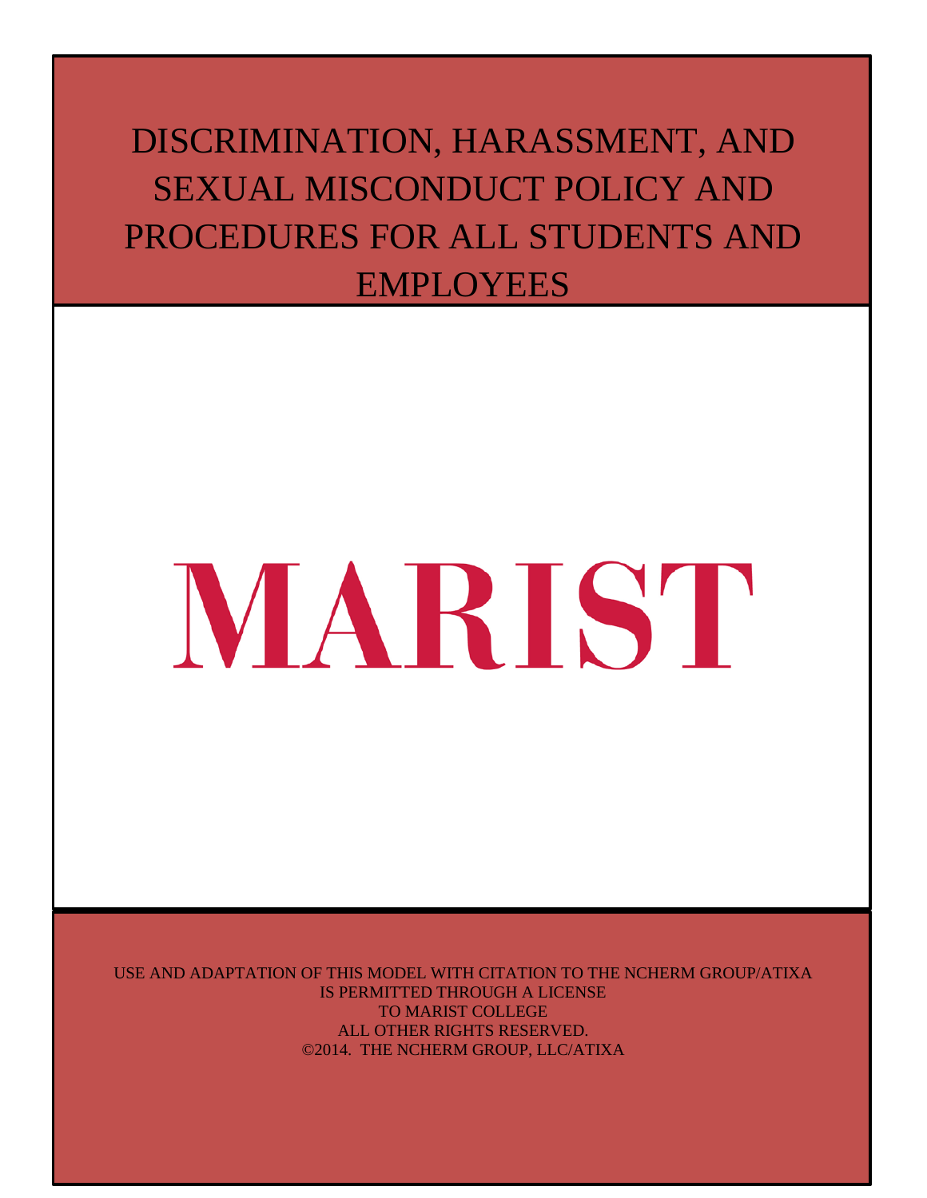# DISCRIMINATION, HARASSMENT, AND SEXUAL MISCONDUCT POLICY AND PROCEDURES FOR ALL STUDENTS AND EMPLOYEES

MARIST

USE AND ADAPTATION OF THIS MODEL WITH CITATION TO THE NCHERM GROUP/ATIXA
IS PERMITTED THROUGH A LICENSE
TO MARIST COLLEGE
ALL OTHER RIGHTS RESERVED.
©2014. THE NCHERM GROUP, LLC/ATIXA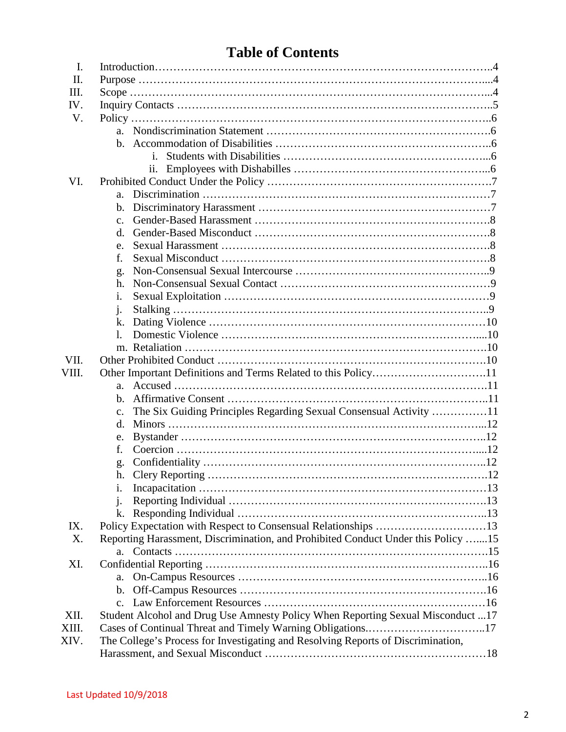# Table of Contents

- I. Introduction........................................................................................4
- II. Purpose ..............................................................................................4
- III. Scope ................................................................................................4
- IV. Inquiry Contacts ..................................................................................5
- V. Policy ..................................................................................................6
  - a. Nondiscrimination Statement ..............................................................6
  - b. Accommodation of Disabilities ............................................................6
    - i. Students with Disabilities .............................................................6
    - ii. Employees with Dishabilles ..........................................................6
- VI. Prohibited Conduct Under the Policy ......................................................7
  - a. Discrimination ....................................................................................7
  - b. Discriminatory Harassment .................................................................7
  - c. Gender-Based Harassment ..................................................................8
  - d. Gender-Based Misconduct ..................................................................8
  - e. Sexual Harassment ............................................................................8
  - f. Sexual Misconduct ..............................................................................8
  - g. Non-Consensual Sexual Intercourse .....................................................9
  - h. Non-Consensual Sexual Contact ..........................................................9
  - i. Sexual Exploitation .............................................................................9
  - j. Stalking ..............................................................................................9
  - k. Dating Violence .................................................................................10
  - l. Domestic Violence .............................................................................10
  - m. Retaliation .......................................................................................10
- VII. Other Prohibited Conduct ..................................................................10
- VIII. Other Important Definitions and Terms Related to this Policy..................11
  - a. Accused ...........................................................................................11
  - b. Affirmative Consent ..........................................................................11
  - c. The Six Guiding Principles Regarding Sexual Consensual Activity ...............11
  - d. Minors .............................................................................................12
  - e. Bystander .........................................................................................12
  - f. Coercion ...........................................................................................12
  - g. Confidentiality ..................................................................................12
  - h. Clery Reporting .................................................................................12
  - i. Incapacitation ....................................................................................13
  - j. Reporting Individual ...........................................................................13
  - k. Responding Individual .........................................................................13
- IX. Policy Expectation with Respect to Consensual Relationships .....................13
- X. Reporting Harassment, Discrimination, and Prohibited Conduct Under this Policy .......15
  - a. Contacts ...........................................................................................15
- XI. Confidential Reporting ........................................................................16
  - a. On-Campus Resources ........................................................................16
  - b. Off-Campus Resources ........................................................................16
  - c. Law Enforcement Resources .................................................................16
- XII. Student Alcohol and Drug Use Amnesty Policy When Reporting Sexual Misconduct ...17
- XIII. Cases of Continual Threat and Timely Warning Obligations.......................17
- XIV. The College's Process for Investigating and Resolving Reports of Discrimination, Harassment, and Sexual Misconduct ...............................................................18

Last Updated 10/9/2018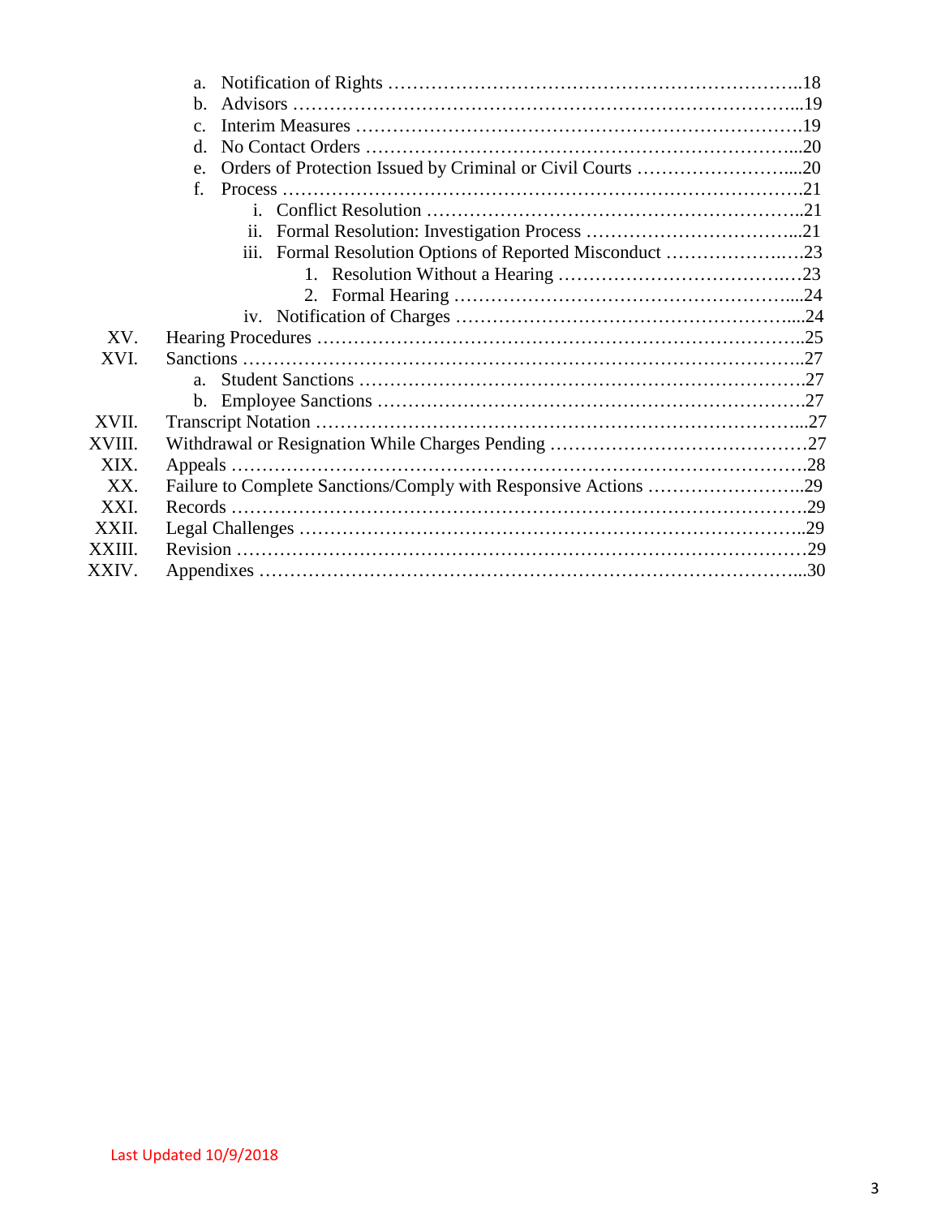- a. Notification of Rights ……………………………………………………………..18
- b. Advisors ……………………………………………………………………...19
- c. Interim Measures ……………………………………………………………….19
- d. No Contact Orders ……………………………………………………………...20
- e. Orders of Protection Issued by Criminal or Civil Courts ……………………....20
- f. Process ………………………………………………………………………….21
  - i. Conflict Resolution …………………………………………………….21
  - ii. Formal Resolution: Investigation Process ……………………………...21
  - iii. Formal Resolution Options of Reported Misconduct ………………..….23
    1. Resolution Without a Hearing ……………………………….…23
    2. Formal Hearing …………………………………………….....24
  - iv. Notification of Charges ………………………………………………....24

XV. Hearing Procedures ……………………………………………………………..25

XVI. Sanctions ………………………………………………………………………….27

- a. Student Sanctions ………………………………………………………………27
- b. Employee Sanctions ……………………………………………………………27

XVII. Transcript Notation ……………………………………………………………...27

XVIII. Withdrawal or Resignation While Charges Pending ……………………………………27

XIX. Appeals …………………………………………………………………………….28

XX. Failure to Complete Sanctions/Comply with Responsive Actions ……………………..29

XXI. Records …………………………………………………………………………….29

XXII. Legal Challenges …………………………………………………………………..29

XXIII. Revision …………………………………………………………………………….29

XXIV. Appendixes …………………………………………………………………………...30

Last Updated 10/9/2018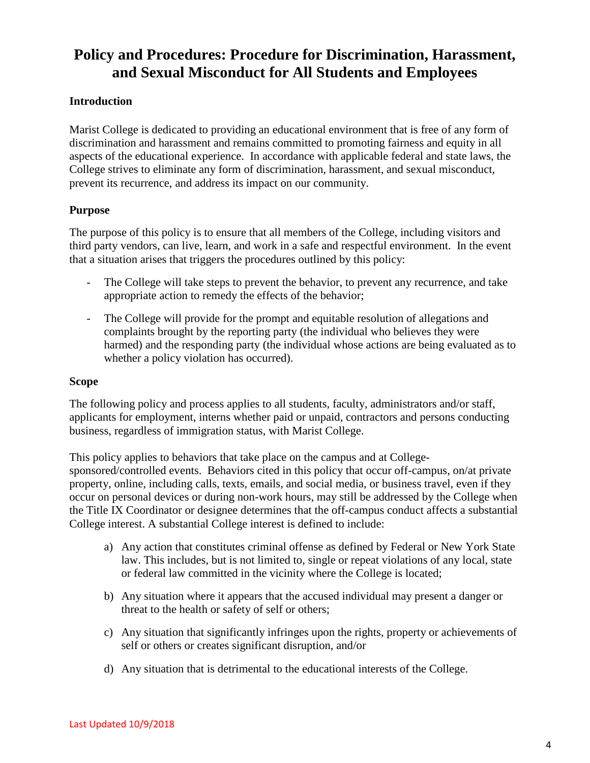# Policy and Procedures: Procedure for Discrimination, Harassment, and Sexual Misconduct for All Students and Employees

**Introduction**

Marist College is dedicated to providing an educational environment that is free of any form of discrimination and harassment and remains committed to promoting fairness and equity in all aspects of the educational experience. In accordance with applicable federal and state laws, the College strives to eliminate any form of discrimination, harassment, and sexual misconduct, prevent its recurrence, and address its impact on our community.

**Purpose**

The purpose of this policy is to ensure that all members of the College, including visitors and third party vendors, can live, learn, and work in a safe and respectful environment. In the event that a situation arises that triggers the procedures outlined by this policy:

- The College will take steps to prevent the behavior, to prevent any recurrence, and take appropriate action to remedy the effects of the behavior;
- The College will provide for the prompt and equitable resolution of allegations and complaints brought by the reporting party (the individual who believes they were harmed) and the responding party (the individual whose actions are being evaluated as to whether a policy violation has occurred).

**Scope**

The following policy and process applies to all students, faculty, administrators and/or staff, applicants for employment, interns whether paid or unpaid, contractors and persons conducting business, regardless of immigration status, with Marist College.

This policy applies to behaviors that take place on the campus and at College-sponsored/controlled events. Behaviors cited in this policy that occur off-campus, on/at private property, online, including calls, texts, emails, and social media, or business travel, even if they occur on personal devices or during non-work hours, may still be addressed by the College when the Title IX Coordinator or designee determines that the off-campus conduct affects a substantial College interest. A substantial College interest is defined to include:

a) Any action that constitutes criminal offense as defined by Federal or New York State law. This includes, but is not limited to, single or repeat violations of any local, state or federal law committed in the vicinity where the College is located;

b) Any situation where it appears that the accused individual may present a danger or threat to the health or safety of self or others;

c) Any situation that significantly infringes upon the rights, property or achievements of self or others or creates significant disruption, and/or

d) Any situation that is detrimental to the educational interests of the College.

Last Updated 10/9/2018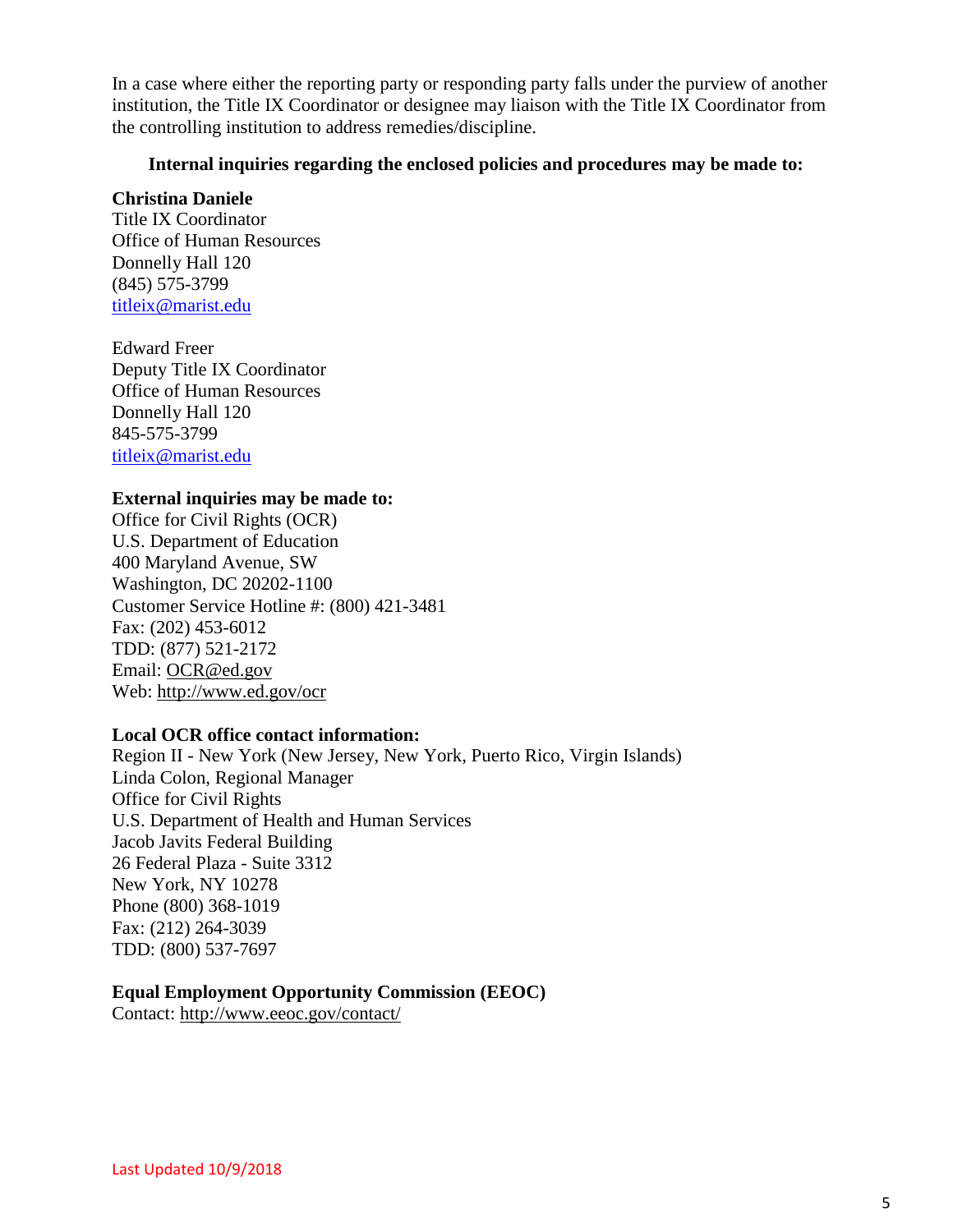In a case where either the reporting party or responding party falls under the purview of another institution, the Title IX Coordinator or designee may liaison with the Title IX Coordinator from the controlling institution to address remedies/discipline.

**Internal inquiries regarding the enclosed policies and procedures may be made to:**

**Christina Daniele**
Title IX Coordinator
Office of Human Resources
Donnelly Hall 120
(845) 575-3799
titleix@marist.edu

Edward Freer
Deputy Title IX Coordinator
Office of Human Resources
Donnelly Hall 120
845-575-3799
titleix@marist.edu

**External inquiries may be made to:**
Office for Civil Rights (OCR)
U.S. Department of Education
400 Maryland Avenue, SW
Washington, DC 20202-1100
Customer Service Hotline #: (800) 421-3481
Fax: (202) 453-6012
TDD: (877) 521-2172
Email: OCR@ed.gov
Web: http://www.ed.gov/ocr

**Local OCR office contact information:**
Region II - New York (New Jersey, New York, Puerto Rico, Virgin Islands)
Linda Colon, Regional Manager
Office for Civil Rights
U.S. Department of Health and Human Services
Jacob Javits Federal Building
26 Federal Plaza - Suite 3312
New York, NY 10278
Phone (800) 368-1019
Fax: (212) 264-3039
TDD: (800) 537-7697

**Equal Employment Opportunity Commission (EEOC)**
Contact: http://www.eeoc.gov/contact/

Last Updated 10/9/2018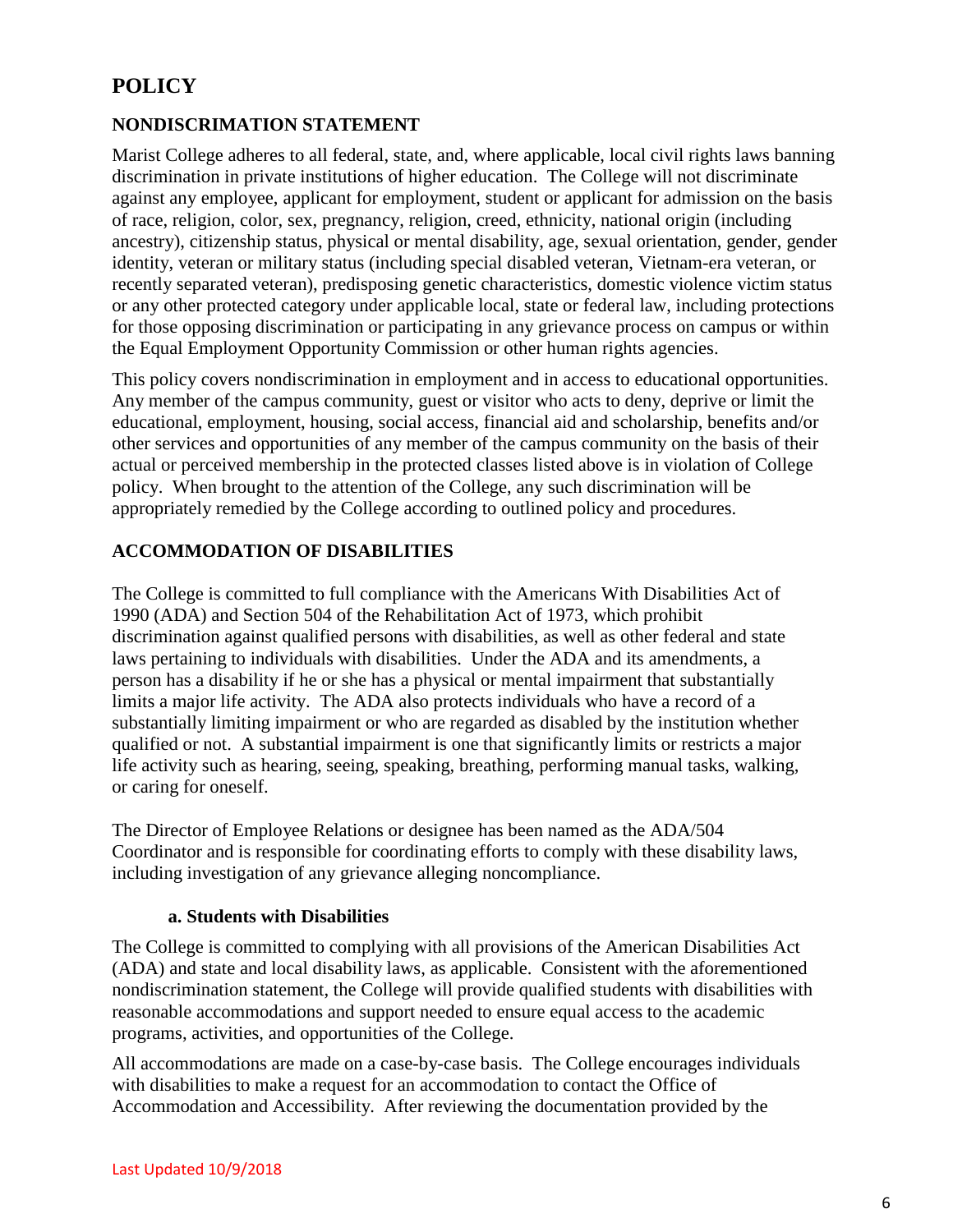# POLICY

## NONDISCRIMATION STATEMENT

Marist College adheres to all federal, state, and, where applicable, local civil rights laws banning discrimination in private institutions of higher education. The College will not discriminate against any employee, applicant for employment, student or applicant for admission on the basis of race, religion, color, sex, pregnancy, religion, creed, ethnicity, national origin (including ancestry), citizenship status, physical or mental disability, age, sexual orientation, gender, gender identity, veteran or military status (including special disabled veteran, Vietnam-era veteran, or recently separated veteran), predisposing genetic characteristics, domestic violence victim status or any other protected category under applicable local, state or federal law, including protections for those opposing discrimination or participating in any grievance process on campus or within the Equal Employment Opportunity Commission or other human rights agencies.

This policy covers nondiscrimination in employment and in access to educational opportunities. Any member of the campus community, guest or visitor who acts to deny, deprive or limit the educational, employment, housing, social access, financial aid and scholarship, benefits and/or other services and opportunities of any member of the campus community on the basis of their actual or perceived membership in the protected classes listed above is in violation of College policy. When brought to the attention of the College, any such discrimination will be appropriately remedied by the College according to outlined policy and procedures.

## ACCOMMODATION OF DISABILITIES

The College is committed to full compliance with the Americans With Disabilities Act of 1990 (ADA) and Section 504 of the Rehabilitation Act of 1973, which prohibit discrimination against qualified persons with disabilities, as well as other federal and state laws pertaining to individuals with disabilities. Under the ADA and its amendments, a person has a disability if he or she has a physical or mental impairment that substantially limits a major life activity. The ADA also protects individuals who have a record of a substantially limiting impairment or who are regarded as disabled by the institution whether qualified or not. A substantial impairment is one that significantly limits or restricts a major life activity such as hearing, seeing, speaking, breathing, performing manual tasks, walking, or caring for oneself.

The Director of Employee Relations or designee has been named as the ADA/504 Coordinator and is responsible for coordinating efforts to comply with these disability laws, including investigation of any grievance alleging noncompliance.

### a. Students with Disabilities

The College is committed to complying with all provisions of the American Disabilities Act (ADA) and state and local disability laws, as applicable. Consistent with the aforementioned nondiscrimination statement, the College will provide qualified students with disabilities with reasonable accommodations and support needed to ensure equal access to the academic programs, activities, and opportunities of the College.

All accommodations are made on a case-by-case basis. The College encourages individuals with disabilities to make a request for an accommodation to contact the Office of Accommodation and Accessibility. After reviewing the documentation provided by the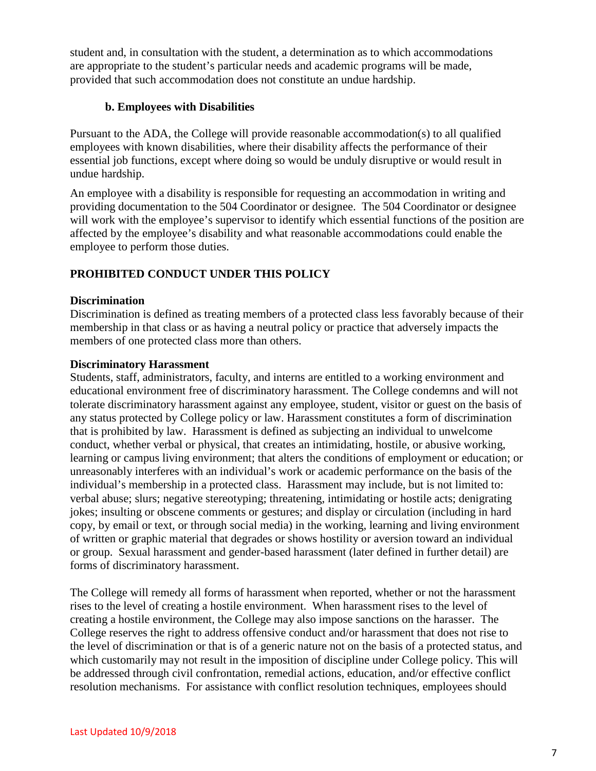student and, in consultation with the student, a determination as to which accommodations are appropriate to the student's particular needs and academic programs will be made, provided that such accommodation does not constitute an undue hardship.

**b. Employees with Disabilities**

Pursuant to the ADA, the College will provide reasonable accommodation(s) to all qualified employees with known disabilities, where their disability affects the performance of their essential job functions, except where doing so would be unduly disruptive or would result in undue hardship.

An employee with a disability is responsible for requesting an accommodation in writing and providing documentation to the 504 Coordinator or designee. The 504 Coordinator or designee will work with the employee's supervisor to identify which essential functions of the position are affected by the employee's disability and what reasonable accommodations could enable the employee to perform those duties.

## PROHIBITED CONDUCT UNDER THIS POLICY

**Discrimination**

Discrimination is defined as treating members of a protected class less favorably because of their membership in that class or as having a neutral policy or practice that adversely impacts the members of one protected class more than others.

**Discriminatory Harassment**

Students, staff, administrators, faculty, and interns are entitled to a working environment and educational environment free of discriminatory harassment. The College condemns and will not tolerate discriminatory harassment against any employee, student, visitor or guest on the basis of any status protected by College policy or law. Harassment constitutes a form of discrimination that is prohibited by law. Harassment is defined as subjecting an individual to unwelcome conduct, whether verbal or physical, that creates an intimidating, hostile, or abusive working, learning or campus living environment; that alters the conditions of employment or education; or unreasonably interferes with an individual's work or academic performance on the basis of the individual's membership in a protected class. Harassment may include, but is not limited to: verbal abuse; slurs; negative stereotyping; threatening, intimidating or hostile acts; denigrating jokes; insulting or obscene comments or gestures; and display or circulation (including in hard copy, by email or text, or through social media) in the working, learning and living environment of written or graphic material that degrades or shows hostility or aversion toward an individual or group. Sexual harassment and gender-based harassment (later defined in further detail) are forms of discriminatory harassment.

The College will remedy all forms of harassment when reported, whether or not the harassment rises to the level of creating a hostile environment. When harassment rises to the level of creating a hostile environment, the College may also impose sanctions on the harasser. The College reserves the right to address offensive conduct and/or harassment that does not rise to the level of discrimination or that is of a generic nature not on the basis of a protected status, and which customarily may not result in the imposition of discipline under College policy. This will be addressed through civil confrontation, remedial actions, education, and/or effective conflict resolution mechanisms. For assistance with conflict resolution techniques, employees should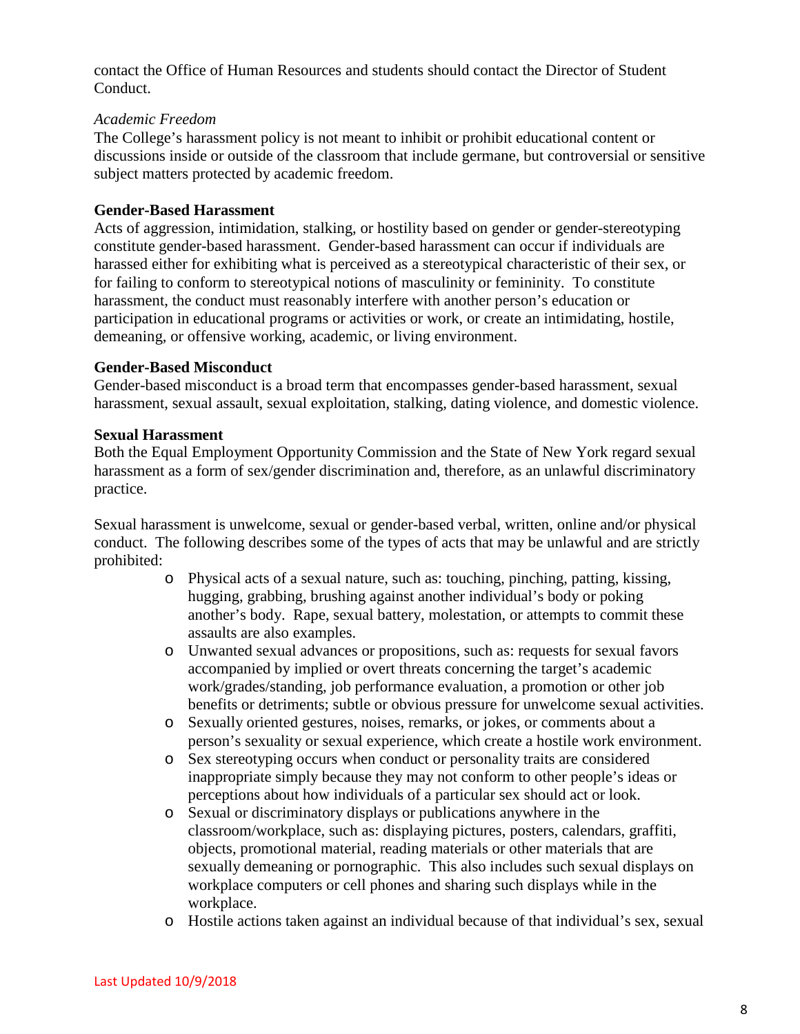contact the Office of Human Resources and students should contact the Director of Student Conduct.

*Academic Freedom*
The College's harassment policy is not meant to inhibit or prohibit educational content or discussions inside or outside of the classroom that include germane, but controversial or sensitive subject matters protected by academic freedom.

**Gender-Based Harassment**
Acts of aggression, intimidation, stalking, or hostility based on gender or gender-stereotyping constitute gender-based harassment. Gender-based harassment can occur if individuals are harassed either for exhibiting what is perceived as a stereotypical characteristic of their sex, or for failing to conform to stereotypical notions of masculinity or femininity. To constitute harassment, the conduct must reasonably interfere with another person's education or participation in educational programs or activities or work, or create an intimidating, hostile, demeaning, or offensive working, academic, or living environment.

**Gender-Based Misconduct**
Gender-based misconduct is a broad term that encompasses gender-based harassment, sexual harassment, sexual assault, sexual exploitation, stalking, dating violence, and domestic violence.

**Sexual Harassment**
Both the Equal Employment Opportunity Commission and the State of New York regard sexual harassment as a form of sex/gender discrimination and, therefore, as an unlawful discriminatory practice.

Sexual harassment is unwelcome, sexual or gender-based verbal, written, online and/or physical conduct. The following describes some of the types of acts that may be unlawful and are strictly prohibited:

- Physical acts of a sexual nature, such as: touching, pinching, patting, kissing, hugging, grabbing, brushing against another individual's body or poking another's body. Rape, sexual battery, molestation, or attempts to commit these assaults are also examples.
- Unwanted sexual advances or propositions, such as: requests for sexual favors accompanied by implied or overt threats concerning the target's academic work/grades/standing, job performance evaluation, a promotion or other job benefits or detriments; subtle or obvious pressure for unwelcome sexual activities.
- Sexually oriented gestures, noises, remarks, or jokes, or comments about a person's sexuality or sexual experience, which create a hostile work environment.
- Sex stereotyping occurs when conduct or personality traits are considered inappropriate simply because they may not conform to other people's ideas or perceptions about how individuals of a particular sex should act or look.
- Sexual or discriminatory displays or publications anywhere in the classroom/workplace, such as: displaying pictures, posters, calendars, graffiti, objects, promotional material, reading materials or other materials that are sexually demeaning or pornographic. This also includes such sexual displays on workplace computers or cell phones and sharing such displays while in the workplace.
- Hostile actions taken against an individual because of that individual's sex, sexual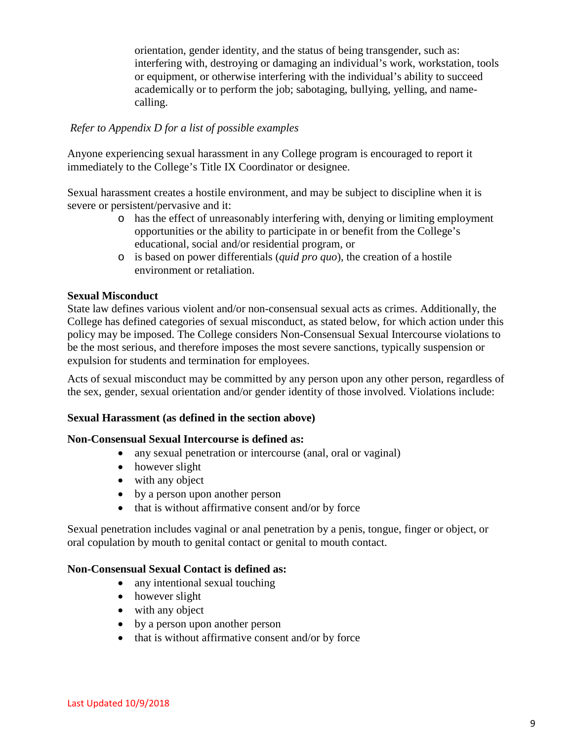orientation, gender identity, and the status of being transgender, such as: interfering with, destroying or damaging an individual's work, workstation, tools or equipment, or otherwise interfering with the individual's ability to succeed academically or to perform the job; sabotaging, bullying, yelling, and name-calling.

*Refer to Appendix D for a list of possible examples*

Anyone experiencing sexual harassment in any College program is encouraged to report it immediately to the College's Title IX Coordinator or designee.

Sexual harassment creates a hostile environment, and may be subject to discipline when it is severe or persistent/pervasive and it:

- has the effect of unreasonably interfering with, denying or limiting employment opportunities or the ability to participate in or benefit from the College's educational, social and/or residential program, or
- is based on power differentials (*quid pro quo*), the creation of a hostile environment or retaliation.

**Sexual Misconduct**

State law defines various violent and/or non-consensual sexual acts as crimes. Additionally, the College has defined categories of sexual misconduct, as stated below, for which action under this policy may be imposed. The College considers Non-Consensual Sexual Intercourse violations to be the most serious, and therefore imposes the most severe sanctions, typically suspension or expulsion for students and termination for employees.

Acts of sexual misconduct may be committed by any person upon any other person, regardless of the sex, gender, sexual orientation and/or gender identity of those involved. Violations include:

**Sexual Harassment (as defined in the section above)**

**Non-Consensual Sexual Intercourse is defined as:**

- any sexual penetration or intercourse (anal, oral or vaginal)
- however slight
- with any object
- by a person upon another person
- that is without affirmative consent and/or by force

Sexual penetration includes vaginal or anal penetration by a penis, tongue, finger or object, or oral copulation by mouth to genital contact or genital to mouth contact.

**Non-Consensual Sexual Contact is defined as:**

- any intentional sexual touching
- however slight
- with any object
- by a person upon another person
- that is without affirmative consent and/or by force

Last Updated 10/9/2018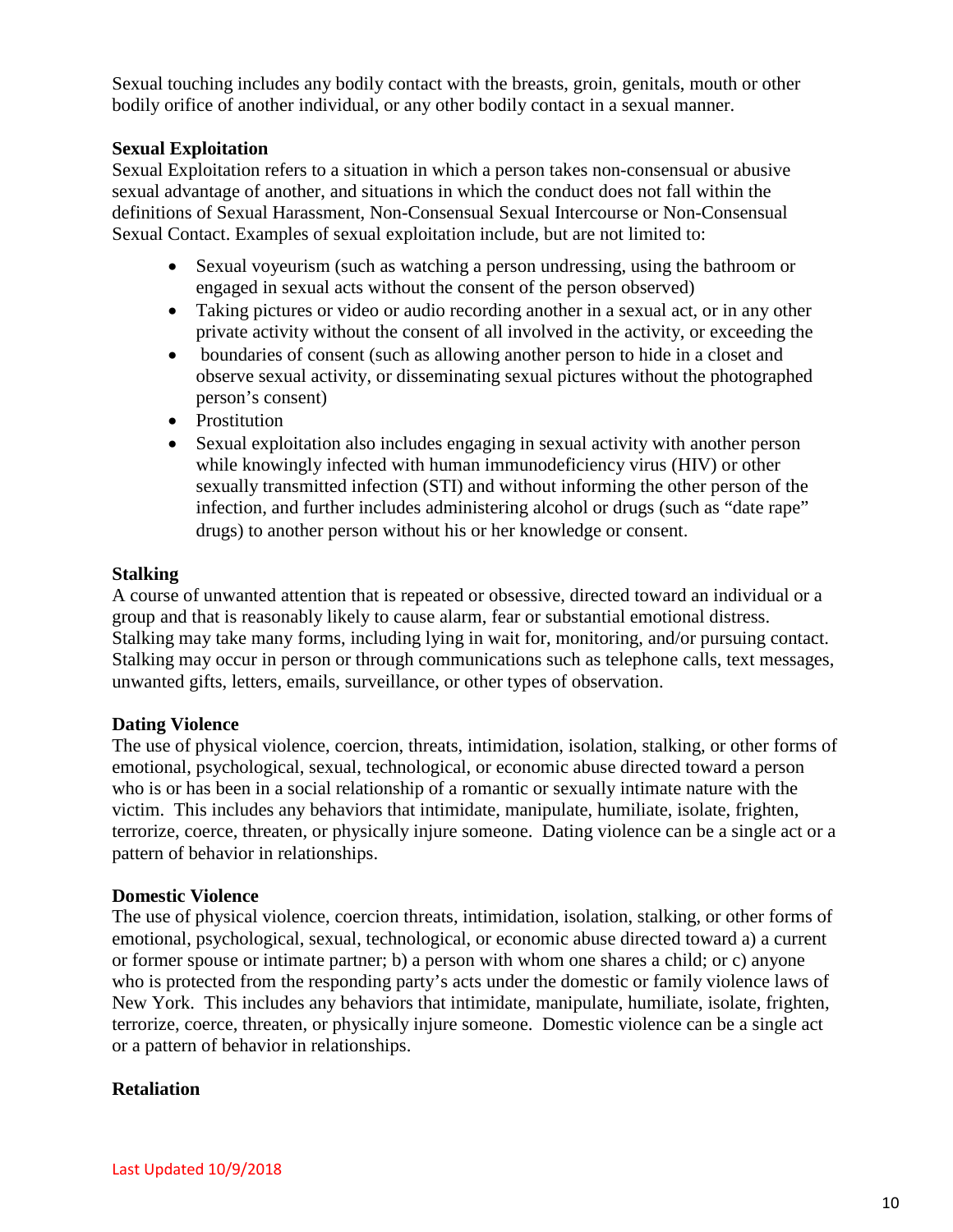Sexual touching includes any bodily contact with the breasts, groin, genitals, mouth or other bodily orifice of another individual, or any other bodily contact in a sexual manner.

**Sexual Exploitation**

Sexual Exploitation refers to a situation in which a person takes non-consensual or abusive sexual advantage of another, and situations in which the conduct does not fall within the definitions of Sexual Harassment, Non-Consensual Sexual Intercourse or Non-Consensual Sexual Contact. Examples of sexual exploitation include, but are not limited to:

- Sexual voyeurism (such as watching a person undressing, using the bathroom or engaged in sexual acts without the consent of the person observed)
- Taking pictures or video or audio recording another in a sexual act, or in any other private activity without the consent of all involved in the activity, or exceeding the
- boundaries of consent (such as allowing another person to hide in a closet and observe sexual activity, or disseminating sexual pictures without the photographed person's consent)
- Prostitution
- Sexual exploitation also includes engaging in sexual activity with another person while knowingly infected with human immunodeficiency virus (HIV) or other sexually transmitted infection (STI) and without informing the other person of the infection, and further includes administering alcohol or drugs (such as "date rape" drugs) to another person without his or her knowledge or consent.

**Stalking**

A course of unwanted attention that is repeated or obsessive, directed toward an individual or a group and that is reasonably likely to cause alarm, fear or substantial emotional distress. Stalking may take many forms, including lying in wait for, monitoring, and/or pursuing contact. Stalking may occur in person or through communications such as telephone calls, text messages, unwanted gifts, letters, emails, surveillance, or other types of observation.

**Dating Violence**

The use of physical violence, coercion, threats, intimidation, isolation, stalking, or other forms of emotional, psychological, sexual, technological, or economic abuse directed toward a person who is or has been in a social relationship of a romantic or sexually intimate nature with the victim. This includes any behaviors that intimidate, manipulate, humiliate, isolate, frighten, terrorize, coerce, threaten, or physically injure someone. Dating violence can be a single act or a pattern of behavior in relationships.

**Domestic Violence**

The use of physical violence, coercion threats, intimidation, isolation, stalking, or other forms of emotional, psychological, sexual, technological, or economic abuse directed toward a) a current or former spouse or intimate partner; b) a person with whom one shares a child; or c) anyone who is protected from the responding party's acts under the domestic or family violence laws of New York. This includes any behaviors that intimidate, manipulate, humiliate, isolate, frighten, terrorize, coerce, threaten, or physically injure someone. Domestic violence can be a single act or a pattern of behavior in relationships.

**Retaliation**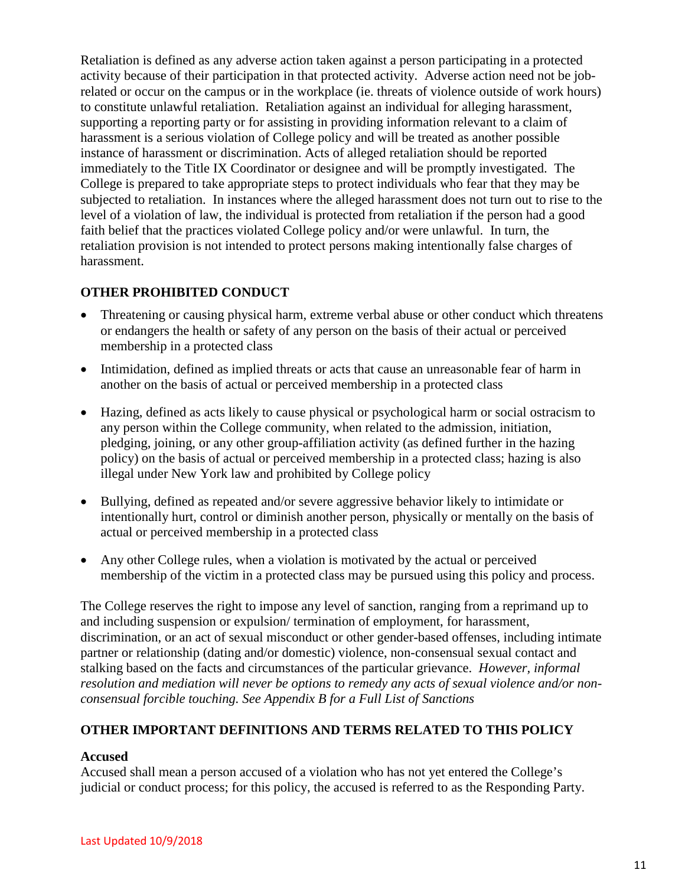Retaliation is defined as any adverse action taken against a person participating in a protected activity because of their participation in that protected activity. Adverse action need not be job-related or occur on the campus or in the workplace (ie. threats of violence outside of work hours) to constitute unlawful retaliation. Retaliation against an individual for alleging harassment, supporting a reporting party or for assisting in providing information relevant to a claim of harassment is a serious violation of College policy and will be treated as another possible instance of harassment or discrimination. Acts of alleged retaliation should be reported immediately to the Title IX Coordinator or designee and will be promptly investigated. The College is prepared to take appropriate steps to protect individuals who fear that they may be subjected to retaliation. In instances where the alleged harassment does not turn out to rise to the level of a violation of law, the individual is protected from retaliation if the person had a good faith belief that the practices violated College policy and/or were unlawful. In turn, the retaliation provision is not intended to protect persons making intentionally false charges of harassment.

## OTHER PROHIBITED CONDUCT

- Threatening or causing physical harm, extreme verbal abuse or other conduct which threatens or endangers the health or safety of any person on the basis of their actual or perceived membership in a protected class
- Intimidation, defined as implied threats or acts that cause an unreasonable fear of harm in another on the basis of actual or perceived membership in a protected class
- Hazing, defined as acts likely to cause physical or psychological harm or social ostracism to any person within the College community, when related to the admission, initiation, pledging, joining, or any other group-affiliation activity (as defined further in the hazing policy) on the basis of actual or perceived membership in a protected class; hazing is also illegal under New York law and prohibited by College policy
- Bullying, defined as repeated and/or severe aggressive behavior likely to intimidate or intentionally hurt, control or diminish another person, physically or mentally on the basis of actual or perceived membership in a protected class
- Any other College rules, when a violation is motivated by the actual or perceived membership of the victim in a protected class may be pursued using this policy and process.

The College reserves the right to impose any level of sanction, ranging from a reprimand up to and including suspension or expulsion/ termination of employment, for harassment, discrimination, or an act of sexual misconduct or other gender-based offenses, including intimate partner or relationship (dating and/or domestic) violence, non-consensual sexual contact and stalking based on the facts and circumstances of the particular grievance. *However, informal resolution and mediation will never be options to remedy any acts of sexual violence and/or non-consensual forcible touching. See Appendix B for a Full List of Sanctions*

## OTHER IMPORTANT DEFINITIONS AND TERMS RELATED TO THIS POLICY

**Accused**
Accused shall mean a person accused of a violation who has not yet entered the College's judicial or conduct process; for this policy, the accused is referred to as the Responding Party.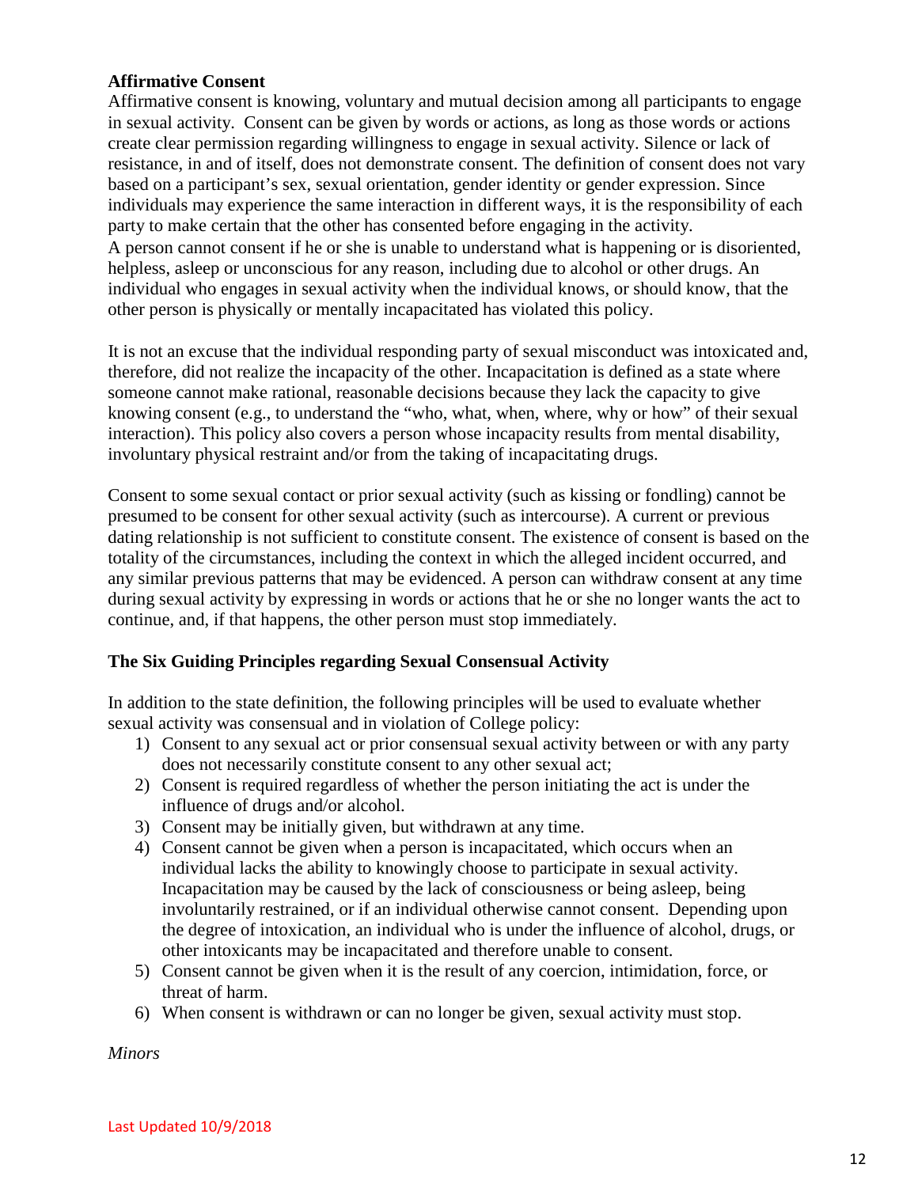**Affirmative Consent**

Affirmative consent is knowing, voluntary and mutual decision among all participants to engage in sexual activity. Consent can be given by words or actions, as long as those words or actions create clear permission regarding willingness to engage in sexual activity. Silence or lack of resistance, in and of itself, does not demonstrate consent. The definition of consent does not vary based on a participant's sex, sexual orientation, gender identity or gender expression. Since individuals may experience the same interaction in different ways, it is the responsibility of each party to make certain that the other has consented before engaging in the activity.
A person cannot consent if he or she is unable to understand what is happening or is disoriented, helpless, asleep or unconscious for any reason, including due to alcohol or other drugs. An individual who engages in sexual activity when the individual knows, or should know, that the other person is physically or mentally incapacitated has violated this policy.

It is not an excuse that the individual responding party of sexual misconduct was intoxicated and, therefore, did not realize the incapacity of the other. Incapacitation is defined as a state where someone cannot make rational, reasonable decisions because they lack the capacity to give knowing consent (e.g., to understand the "who, what, when, where, why or how" of their sexual interaction). This policy also covers a person whose incapacity results from mental disability, involuntary physical restraint and/or from the taking of incapacitating drugs.

Consent to some sexual contact or prior sexual activity (such as kissing or fondling) cannot be presumed to be consent for other sexual activity (such as intercourse). A current or previous dating relationship is not sufficient to constitute consent. The existence of consent is based on the totality of the circumstances, including the context in which the alleged incident occurred, and any similar previous patterns that may be evidenced. A person can withdraw consent at any time during sexual activity by expressing in words or actions that he or she no longer wants the act to continue, and, if that happens, the other person must stop immediately.

**The Six Guiding Principles regarding Sexual Consensual Activity**

In addition to the state definition, the following principles will be used to evaluate whether sexual activity was consensual and in violation of College policy:

1) Consent to any sexual act or prior consensual sexual activity between or with any party does not necessarily constitute consent to any other sexual act;
2) Consent is required regardless of whether the person initiating the act is under the influence of drugs and/or alcohol.
3) Consent may be initially given, but withdrawn at any time.
4) Consent cannot be given when a person is incapacitated, which occurs when an individual lacks the ability to knowingly choose to participate in sexual activity. Incapacitation may be caused by the lack of consciousness or being asleep, being involuntarily restrained, or if an individual otherwise cannot consent. Depending upon the degree of intoxication, an individual who is under the influence of alcohol, drugs, or other intoxicants may be incapacitated and therefore unable to consent.
5) Consent cannot be given when it is the result of any coercion, intimidation, force, or threat of harm.
6) When consent is withdrawn or can no longer be given, sexual activity must stop.

*Minors*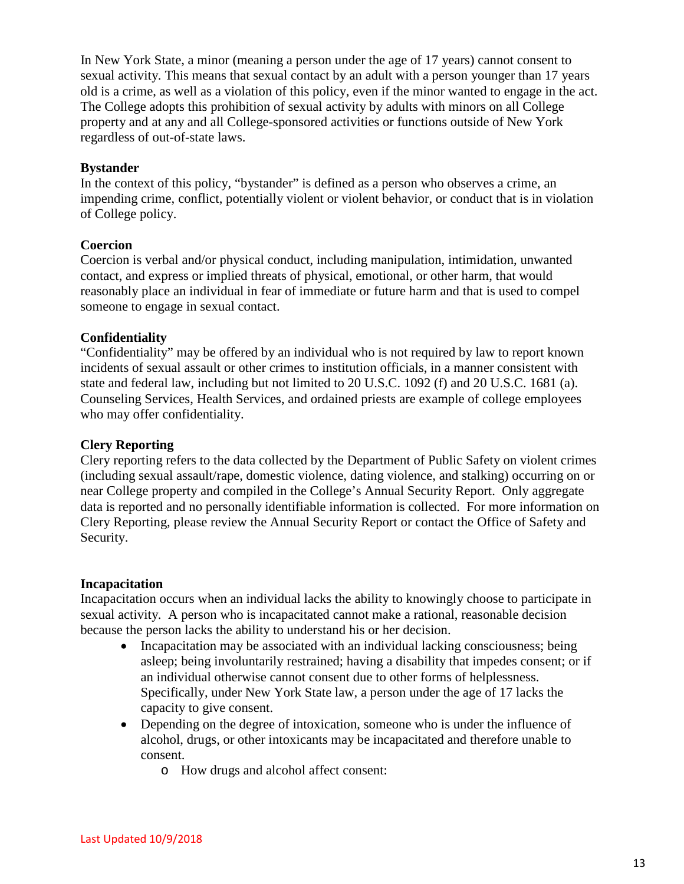In New York State, a minor (meaning a person under the age of 17 years) cannot consent to sexual activity. This means that sexual contact by an adult with a person younger than 17 years old is a crime, as well as a violation of this policy, even if the minor wanted to engage in the act. The College adopts this prohibition of sexual activity by adults with minors on all College property and at any and all College-sponsored activities or functions outside of New York regardless of out-of-state laws.

**Bystander**
In the context of this policy, "bystander" is defined as a person who observes a crime, an impending crime, conflict, potentially violent or violent behavior, or conduct that is in violation of College policy.

**Coercion**
Coercion is verbal and/or physical conduct, including manipulation, intimidation, unwanted contact, and express or implied threats of physical, emotional, or other harm, that would reasonably place an individual in fear of immediate or future harm and that is used to compel someone to engage in sexual contact.

**Confidentiality**
"Confidentiality" may be offered by an individual who is not required by law to report known incidents of sexual assault or other crimes to institution officials, in a manner consistent with state and federal law, including but not limited to 20 U.S.C. 1092 (f) and 20 U.S.C. 1681 (a). Counseling Services, Health Services, and ordained priests are example of college employees who may offer confidentiality.

**Clery Reporting**
Clery reporting refers to the data collected by the Department of Public Safety on violent crimes (including sexual assault/rape, domestic violence, dating violence, and stalking) occurring on or near College property and compiled in the College's Annual Security Report. Only aggregate data is reported and no personally identifiable information is collected. For more information on Clery Reporting, please review the Annual Security Report or contact the Office of Safety and Security.

**Incapacitation**
Incapacitation occurs when an individual lacks the ability to knowingly choose to participate in sexual activity. A person who is incapacitated cannot make a rational, reasonable decision because the person lacks the ability to understand his or her decision.

- Incapacitation may be associated with an individual lacking consciousness; being asleep; being involuntarily restrained; having a disability that impedes consent; or if an individual otherwise cannot consent due to other forms of helplessness. Specifically, under New York State law, a person under the age of 17 lacks the capacity to give consent.
- Depending on the degree of intoxication, someone who is under the influence of alcohol, drugs, or other intoxicants may be incapacitated and therefore unable to consent.
  - How drugs and alcohol affect consent: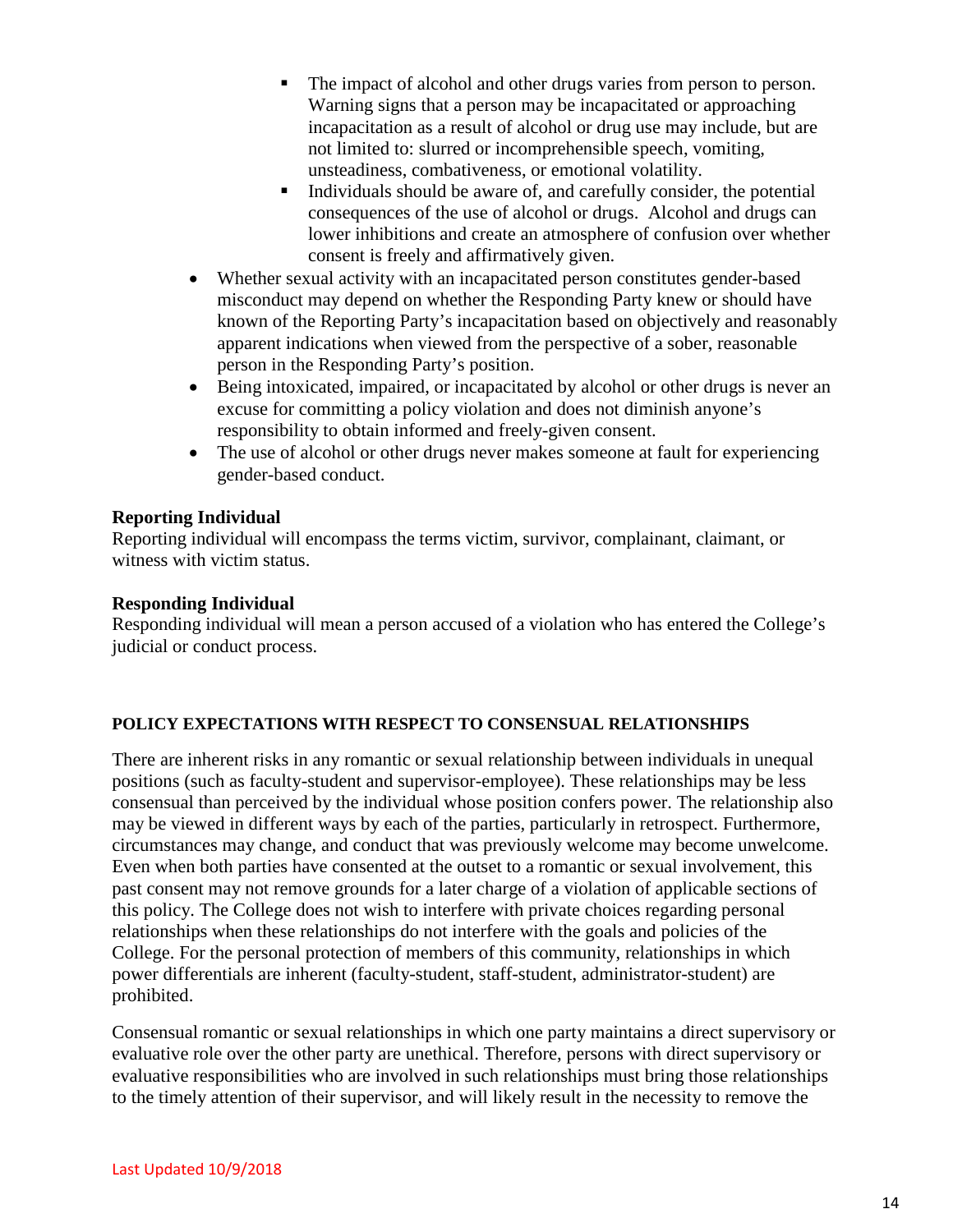- The impact of alcohol and other drugs varies from person to person. Warning signs that a person may be incapacitated or approaching incapacitation as a result of alcohol or drug use may include, but are not limited to: slurred or incomprehensible speech, vomiting, unsteadiness, combativeness, or emotional volatility.
    - Individuals should be aware of, and carefully consider, the potential consequences of the use of alcohol or drugs. Alcohol and drugs can lower inhibitions and create an atmosphere of confusion over whether consent is freely and affirmatively given.
- Whether sexual activity with an incapacitated person constitutes gender-based misconduct may depend on whether the Responding Party knew or should have known of the Reporting Party's incapacitation based on objectively and reasonably apparent indications when viewed from the perspective of a sober, reasonable person in the Responding Party's position.
- Being intoxicated, impaired, or incapacitated by alcohol or other drugs is never an excuse for committing a policy violation and does not diminish anyone's responsibility to obtain informed and freely-given consent.
- The use of alcohol or other drugs never makes someone at fault for experiencing gender-based conduct.

**Reporting Individual**
Reporting individual will encompass the terms victim, survivor, complainant, claimant, or witness with victim status.

**Responding Individual**
Responding individual will mean a person accused of a violation who has entered the College's judicial or conduct process.

**POLICY EXPECTATIONS WITH RESPECT TO CONSENSUAL RELATIONSHIPS**

There are inherent risks in any romantic or sexual relationship between individuals in unequal positions (such as faculty-student and supervisor-employee). These relationships may be less consensual than perceived by the individual whose position confers power. The relationship also may be viewed in different ways by each of the parties, particularly in retrospect. Furthermore, circumstances may change, and conduct that was previously welcome may become unwelcome. Even when both parties have consented at the outset to a romantic or sexual involvement, this past consent may not remove grounds for a later charge of a violation of applicable sections of this policy. The College does not wish to interfere with private choices regarding personal relationships when these relationships do not interfere with the goals and policies of the College. For the personal protection of members of this community, relationships in which power differentials are inherent (faculty-student, staff-student, administrator-student) are prohibited.

Consensual romantic or sexual relationships in which one party maintains a direct supervisory or evaluative role over the other party are unethical. Therefore, persons with direct supervisory or evaluative responsibilities who are involved in such relationships must bring those relationships to the timely attention of their supervisor, and will likely result in the necessity to remove the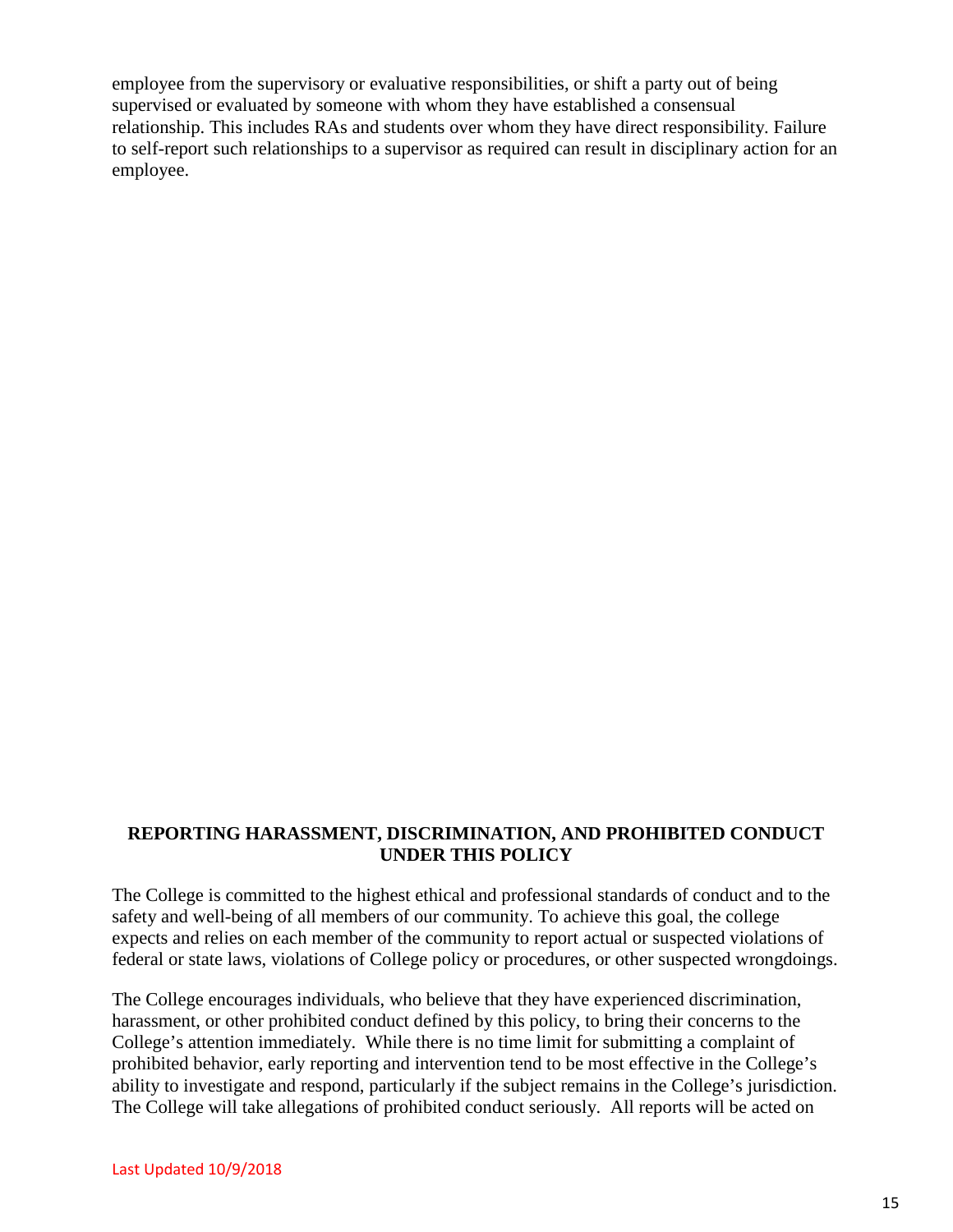employee from the supervisory or evaluative responsibilities, or shift a party out of being supervised or evaluated by someone with whom they have established a consensual relationship. This includes RAs and students over whom they have direct responsibility. Failure to self-report such relationships to a supervisor as required can result in disciplinary action for an employee.

## REPORTING HARASSMENT, DISCRIMINATION, AND PROHIBITED CONDUCT UNDER THIS POLICY

The College is committed to the highest ethical and professional standards of conduct and to the safety and well-being of all members of our community. To achieve this goal, the college expects and relies on each member of the community to report actual or suspected violations of federal or state laws, violations of College policy or procedures, or other suspected wrongdoings.

The College encourages individuals, who believe that they have experienced discrimination, harassment, or other prohibited conduct defined by this policy, to bring their concerns to the College's attention immediately. While there is no time limit for submitting a complaint of prohibited behavior, early reporting and intervention tend to be most effective in the College's ability to investigate and respond, particularly if the subject remains in the College's jurisdiction. The College will take allegations of prohibited conduct seriously. All reports will be acted on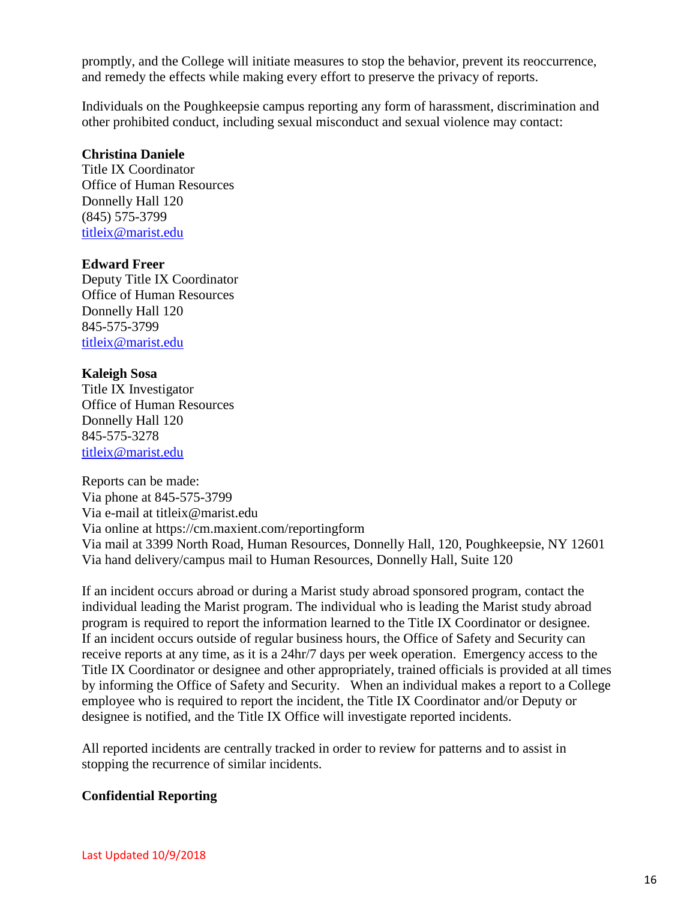promptly, and the College will initiate measures to stop the behavior, prevent its reoccurrence, and remedy the effects while making every effort to preserve the privacy of reports.

Individuals on the Poughkeepsie campus reporting any form of harassment, discrimination and other prohibited conduct, including sexual misconduct and sexual violence may contact:

**Christina Daniele**
Title IX Coordinator
Office of Human Resources
Donnelly Hall 120
(845) 575-3799
titleix@marist.edu

**Edward Freer**
Deputy Title IX Coordinator
Office of Human Resources
Donnelly Hall 120
845-575-3799
titleix@marist.edu

**Kaleigh Sosa**
Title IX Investigator
Office of Human Resources
Donnelly Hall 120
845-575-3278
titleix@marist.edu

Reports can be made:
Via phone at 845-575-3799
Via e-mail at titleix@marist.edu
Via online at https://cm.maxient.com/reportingform
Via mail at 3399 North Road, Human Resources, Donnelly Hall, 120, Poughkeepsie, NY 12601
Via hand delivery/campus mail to Human Resources, Donnelly Hall, Suite 120

If an incident occurs abroad or during a Marist study abroad sponsored program, contact the individual leading the Marist program. The individual who is leading the Marist study abroad program is required to report the information learned to the Title IX Coordinator or designee. If an incident occurs outside of regular business hours, the Office of Safety and Security can receive reports at any time, as it is a 24hr/7 days per week operation. Emergency access to the Title IX Coordinator or designee and other appropriately, trained officials is provided at all times by informing the Office of Safety and Security. When an individual makes a report to a College employee who is required to report the incident, the Title IX Coordinator and/or Deputy or designee is notified, and the Title IX Office will investigate reported incidents.

All reported incidents are centrally tracked in order to review for patterns and to assist in stopping the recurrence of similar incidents.

**Confidential Reporting**

Last Updated 10/9/2018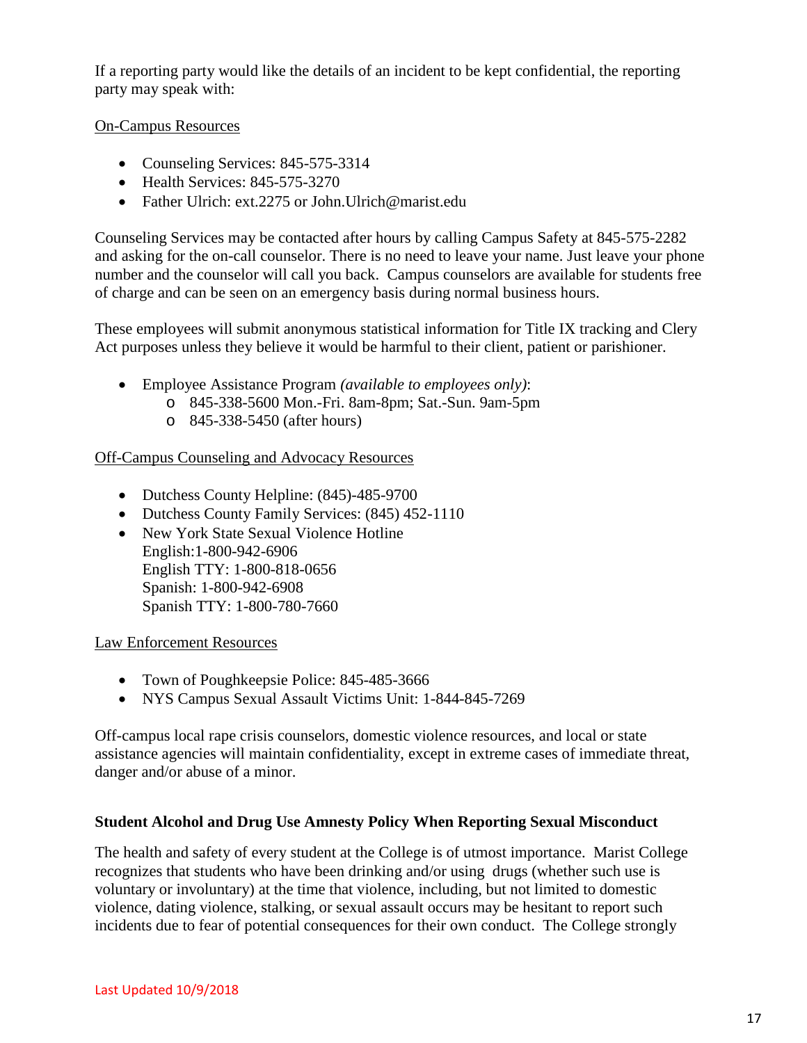If a reporting party would like the details of an incident to be kept confidential, the reporting party may speak with:

<u>On-Campus Resources</u>

- Counseling Services: 845-575-3314
- Health Services: 845-575-3270
- Father Ulrich: ext.2275 or John.Ulrich@marist.edu

Counseling Services may be contacted after hours by calling Campus Safety at 845-575-2282 and asking for the on-call counselor. There is no need to leave your name. Just leave your phone number and the counselor will call you back. Campus counselors are available for students free of charge and can be seen on an emergency basis during normal business hours.

These employees will submit anonymous statistical information for Title IX tracking and Clery Act purposes unless they believe it would be harmful to their client, patient or parishioner.

- Employee Assistance Program *(available to employees only)*:
  - 845-338-5600 Mon.-Fri. 8am-8pm; Sat.-Sun. 9am-5pm
  - 845-338-5450 (after hours)

<u>Off-Campus Counseling and Advocacy Resources</u>

- Dutchess County Helpline: (845)-485-9700
- Dutchess County Family Services: (845) 452-1110
- New York State Sexual Violence Hotline
  English:1-800-942-6906
  English TTY: 1-800-818-0656
  Spanish: 1-800-942-6908
  Spanish TTY: 1-800-780-7660

<u>Law Enforcement Resources</u>

- Town of Poughkeepsie Police: 845-485-3666
- NYS Campus Sexual Assault Victims Unit: 1-844-845-7269

Off-campus local rape crisis counselors, domestic violence resources, and local or state assistance agencies will maintain confidentiality, except in extreme cases of immediate threat, danger and/or abuse of a minor.

**Student Alcohol and Drug Use Amnesty Policy When Reporting Sexual Misconduct**

The health and safety of every student at the College is of utmost importance. Marist College recognizes that students who have been drinking and/or using drugs (whether such use is voluntary or involuntary) at the time that violence, including, but not limited to domestic violence, dating violence, stalking, or sexual assault occurs may be hesitant to report such incidents due to fear of potential consequences for their own conduct. The College strongly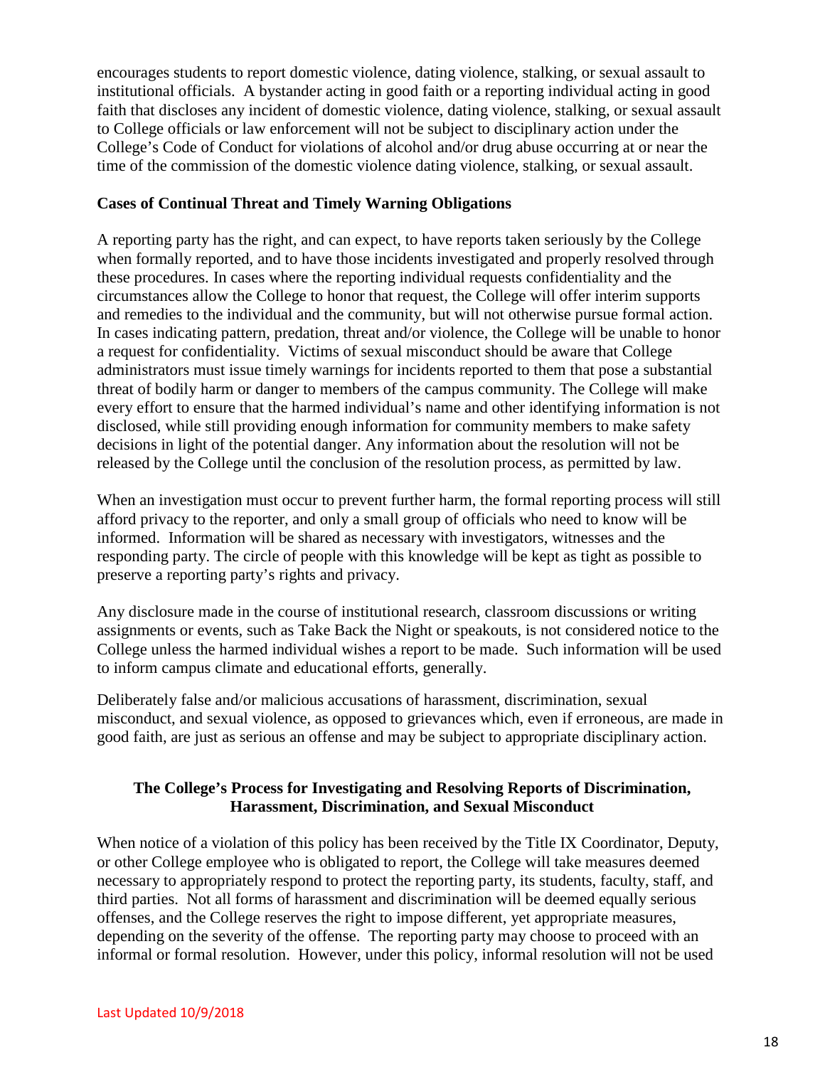encourages students to report domestic violence, dating violence, stalking, or sexual assault to institutional officials. A bystander acting in good faith or a reporting individual acting in good faith that discloses any incident of domestic violence, dating violence, stalking, or sexual assault to College officials or law enforcement will not be subject to disciplinary action under the College's Code of Conduct for violations of alcohol and/or drug abuse occurring at or near the time of the commission of the domestic violence dating violence, stalking, or sexual assault.

**Cases of Continual Threat and Timely Warning Obligations**

A reporting party has the right, and can expect, to have reports taken seriously by the College when formally reported, and to have those incidents investigated and properly resolved through these procedures. In cases where the reporting individual requests confidentiality and the circumstances allow the College to honor that request, the College will offer interim supports and remedies to the individual and the community, but will not otherwise pursue formal action. In cases indicating pattern, predation, threat and/or violence, the College will be unable to honor a request for confidentiality. Victims of sexual misconduct should be aware that College administrators must issue timely warnings for incidents reported to them that pose a substantial threat of bodily harm or danger to members of the campus community. The College will make every effort to ensure that the harmed individual's name and other identifying information is not disclosed, while still providing enough information for community members to make safety decisions in light of the potential danger. Any information about the resolution will not be released by the College until the conclusion of the resolution process, as permitted by law.

When an investigation must occur to prevent further harm, the formal reporting process will still afford privacy to the reporter, and only a small group of officials who need to know will be informed. Information will be shared as necessary with investigators, witnesses and the responding party. The circle of people with this knowledge will be kept as tight as possible to preserve a reporting party's rights and privacy.

Any disclosure made in the course of institutional research, classroom discussions or writing assignments or events, such as Take Back the Night or speakouts, is not considered notice to the College unless the harmed individual wishes a report to be made. Such information will be used to inform campus climate and educational efforts, generally.

Deliberately false and/or malicious accusations of harassment, discrimination, sexual misconduct, and sexual violence, as opposed to grievances which, even if erroneous, are made in good faith, are just as serious an offense and may be subject to appropriate disciplinary action.

## The College's Process for Investigating and Resolving Reports of Discrimination, Harassment, Discrimination, and Sexual Misconduct

When notice of a violation of this policy has been received by the Title IX Coordinator, Deputy, or other College employee who is obligated to report, the College will take measures deemed necessary to appropriately respond to protect the reporting party, its students, faculty, staff, and third parties. Not all forms of harassment and discrimination will be deemed equally serious offenses, and the College reserves the right to impose different, yet appropriate measures, depending on the severity of the offense. The reporting party may choose to proceed with an informal or formal resolution. However, under this policy, informal resolution will not be used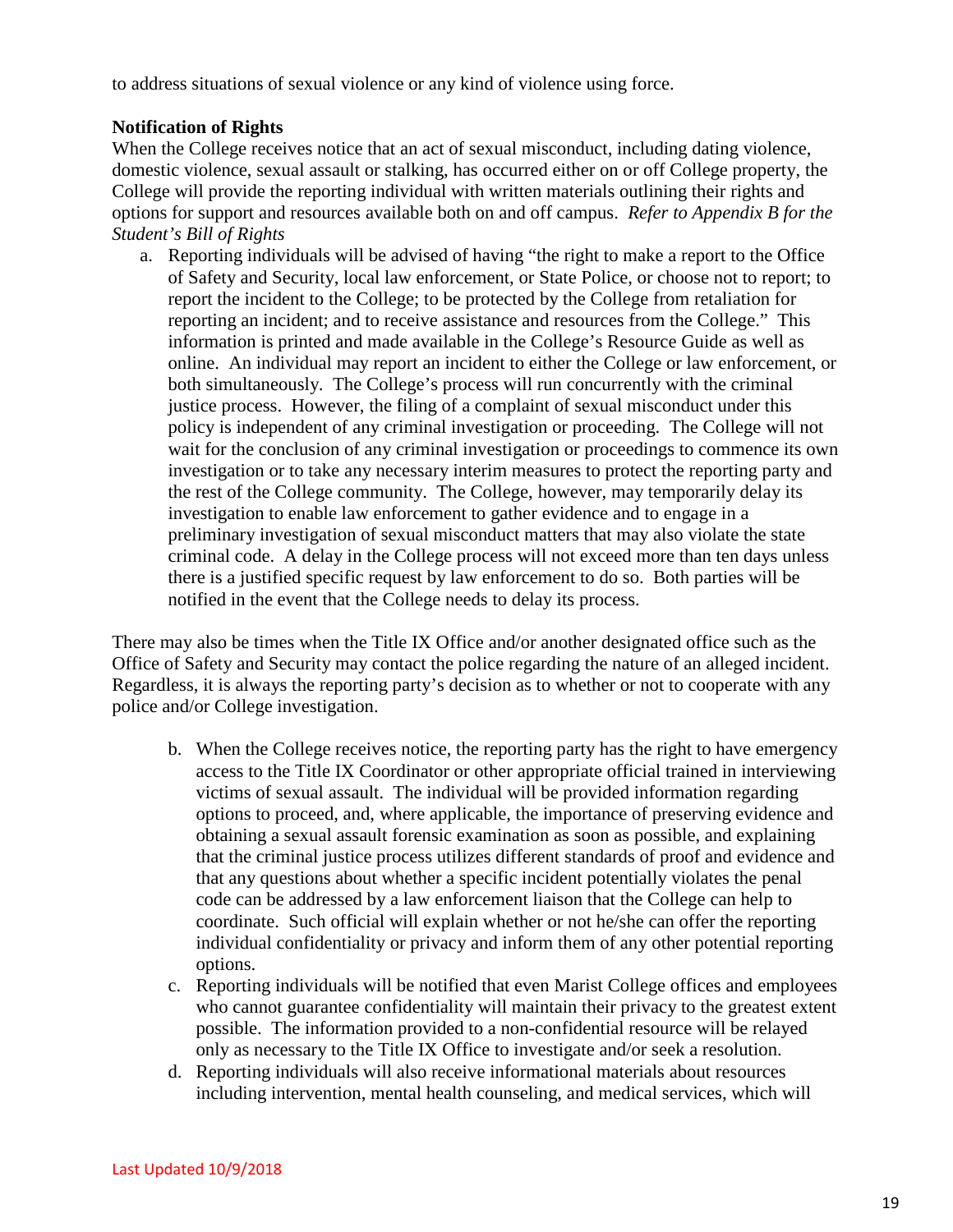to address situations of sexual violence or any kind of violence using force.

**Notification of Rights**

When the College receives notice that an act of sexual misconduct, including dating violence, domestic violence, sexual assault or stalking, has occurred either on or off College property, the College will provide the reporting individual with written materials outlining their rights and options for support and resources available both on and off campus. *Refer to Appendix B for the Student's Bill of Rights*

a. Reporting individuals will be advised of having "the right to make a report to the Office of Safety and Security, local law enforcement, or State Police, or choose not to report; to report the incident to the College; to be protected by the College from retaliation for reporting an incident; and to receive assistance and resources from the College." This information is printed and made available in the College's Resource Guide as well as online. An individual may report an incident to either the College or law enforcement, or both simultaneously. The College's process will run concurrently with the criminal justice process. However, the filing of a complaint of sexual misconduct under this policy is independent of any criminal investigation or proceeding. The College will not wait for the conclusion of any criminal investigation or proceedings to commence its own investigation or to take any necessary interim measures to protect the reporting party and the rest of the College community. The College, however, may temporarily delay its investigation to enable law enforcement to gather evidence and to engage in a preliminary investigation of sexual misconduct matters that may also violate the state criminal code. A delay in the College process will not exceed more than ten days unless there is a justified specific request by law enforcement to do so. Both parties will be notified in the event that the College needs to delay its process.

There may also be times when the Title IX Office and/or another designated office such as the Office of Safety and Security may contact the police regarding the nature of an alleged incident. Regardless, it is always the reporting party's decision as to whether or not to cooperate with any police and/or College investigation.

b. When the College receives notice, the reporting party has the right to have emergency access to the Title IX Coordinator or other appropriate official trained in interviewing victims of sexual assault. The individual will be provided information regarding options to proceed, and, where applicable, the importance of preserving evidence and obtaining a sexual assault forensic examination as soon as possible, and explaining that the criminal justice process utilizes different standards of proof and evidence and that any questions about whether a specific incident potentially violates the penal code can be addressed by a law enforcement liaison that the College can help to coordinate. Such official will explain whether or not he/she can offer the reporting individual confidentiality or privacy and inform them of any other potential reporting options.
c. Reporting individuals will be notified that even Marist College offices and employees who cannot guarantee confidentiality will maintain their privacy to the greatest extent possible. The information provided to a non-confidential resource will be relayed only as necessary to the Title IX Office to investigate and/or seek a resolution.
d. Reporting individuals will also receive informational materials about resources including intervention, mental health counseling, and medical services, which will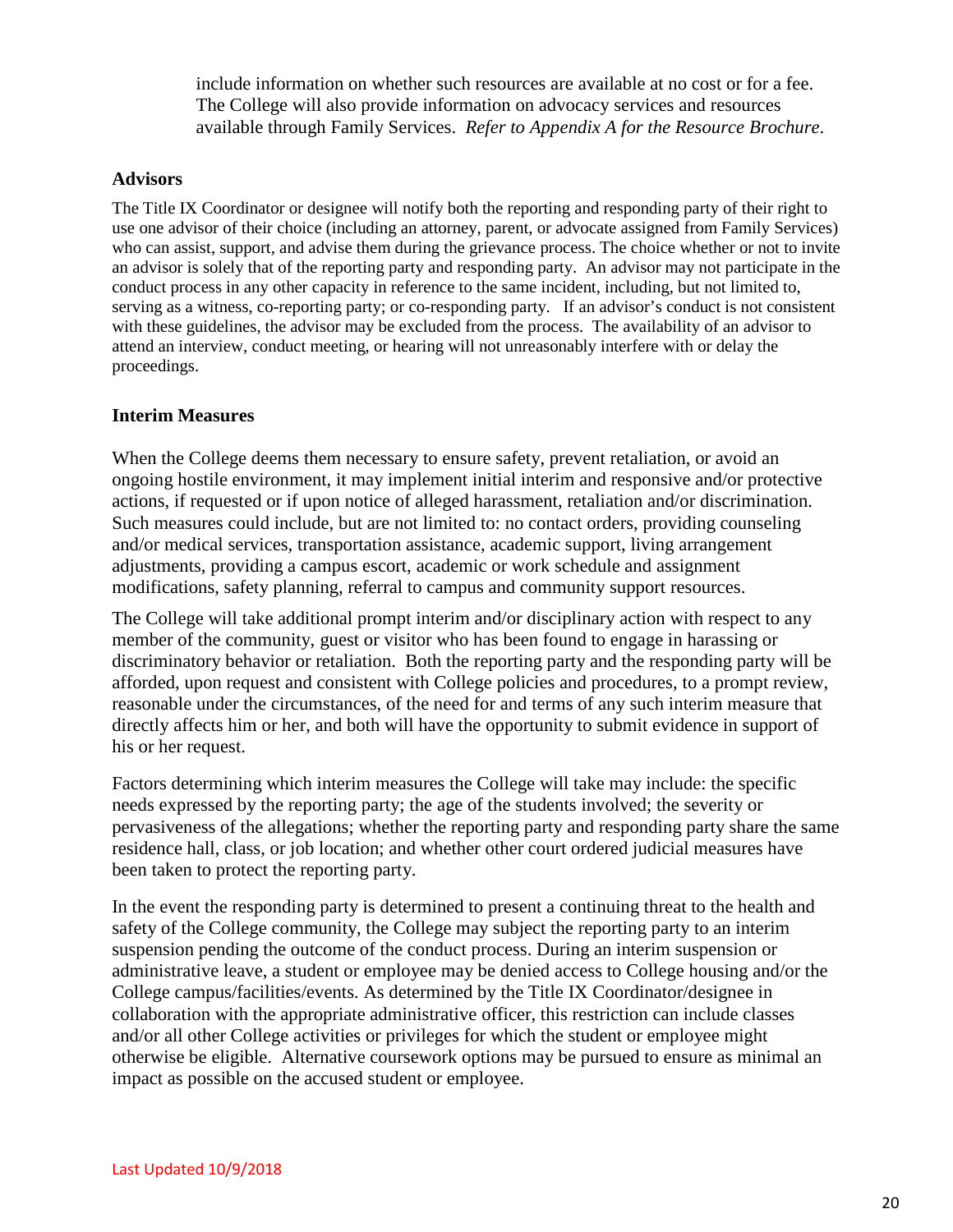include information on whether such resources are available at no cost or for a fee. The College will also provide information on advocacy services and resources available through Family Services. *Refer to Appendix A for the Resource Brochure.*

**Advisors**

The Title IX Coordinator or designee will notify both the reporting and responding party of their right to use one advisor of their choice (including an attorney, parent, or advocate assigned from Family Services) who can assist, support, and advise them during the grievance process. The choice whether or not to invite an advisor is solely that of the reporting party and responding party. An advisor may not participate in the conduct process in any other capacity in reference to the same incident, including, but not limited to, serving as a witness, co-reporting party; or co-responding party. If an advisor's conduct is not consistent with these guidelines, the advisor may be excluded from the process. The availability of an advisor to attend an interview, conduct meeting, or hearing will not unreasonably interfere with or delay the proceedings.

**Interim Measures**

When the College deems them necessary to ensure safety, prevent retaliation, or avoid an ongoing hostile environment, it may implement initial interim and responsive and/or protective actions, if requested or if upon notice of alleged harassment, retaliation and/or discrimination. Such measures could include, but are not limited to: no contact orders, providing counseling and/or medical services, transportation assistance, academic support, living arrangement adjustments, providing a campus escort, academic or work schedule and assignment modifications, safety planning, referral to campus and community support resources.

The College will take additional prompt interim and/or disciplinary action with respect to any member of the community, guest or visitor who has been found to engage in harassing or discriminatory behavior or retaliation. Both the reporting party and the responding party will be afforded, upon request and consistent with College policies and procedures, to a prompt review, reasonable under the circumstances, of the need for and terms of any such interim measure that directly affects him or her, and both will have the opportunity to submit evidence in support of his or her request.

Factors determining which interim measures the College will take may include: the specific needs expressed by the reporting party; the age of the students involved; the severity or pervasiveness of the allegations; whether the reporting party and responding party share the same residence hall, class, or job location; and whether other court ordered judicial measures have been taken to protect the reporting party.

In the event the responding party is determined to present a continuing threat to the health and safety of the College community, the College may subject the reporting party to an interim suspension pending the outcome of the conduct process. During an interim suspension or administrative leave, a student or employee may be denied access to College housing and/or the College campus/facilities/events. As determined by the Title IX Coordinator/designee in collaboration with the appropriate administrative officer, this restriction can include classes and/or all other College activities or privileges for which the student or employee might otherwise be eligible. Alternative coursework options may be pursued to ensure as minimal an impact as possible on the accused student or employee.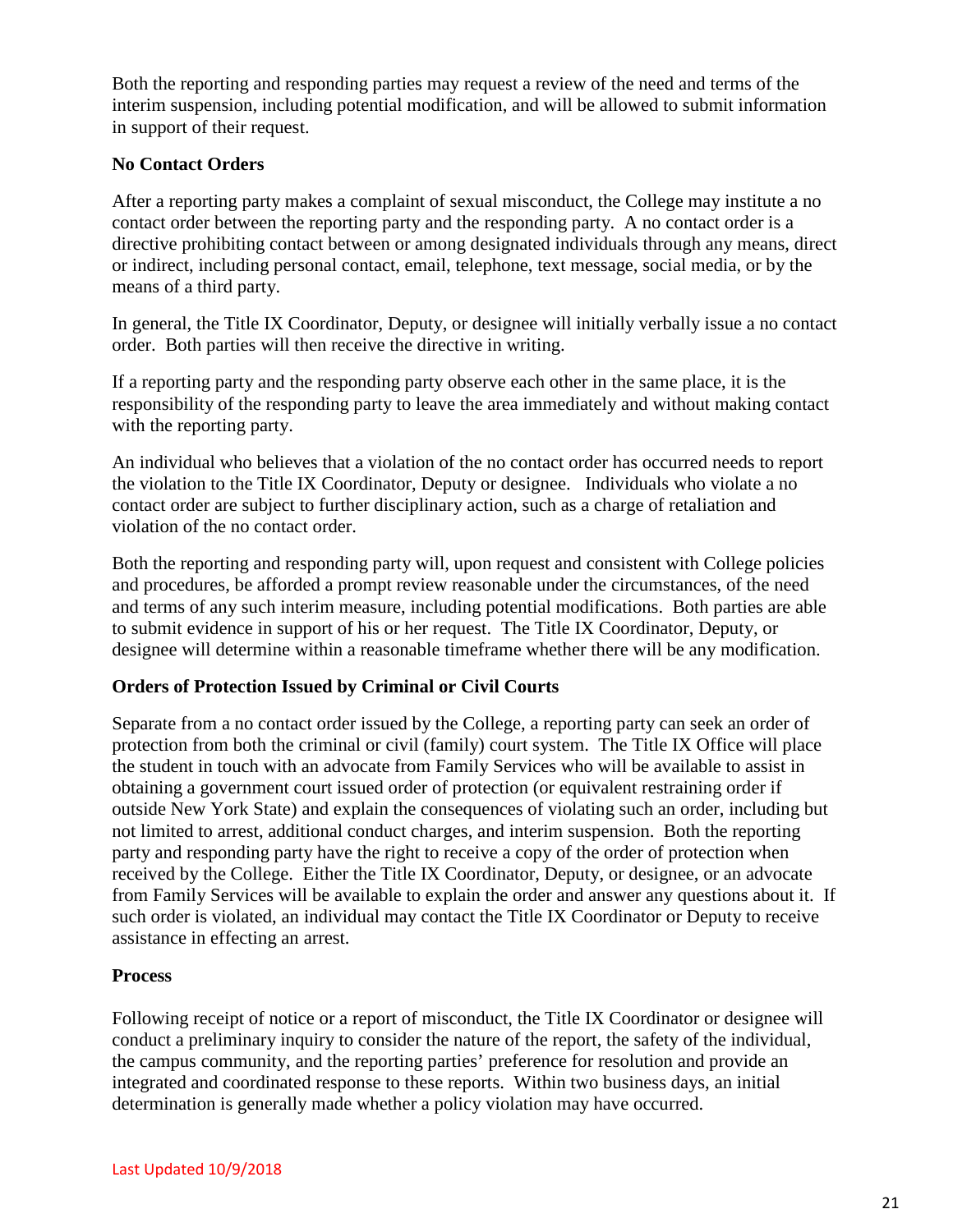Both the reporting and responding parties may request a review of the need and terms of the interim suspension, including potential modification, and will be allowed to submit information in support of their request.

**No Contact Orders**

After a reporting party makes a complaint of sexual misconduct, the College may institute a no contact order between the reporting party and the responding party. A no contact order is a directive prohibiting contact between or among designated individuals through any means, direct or indirect, including personal contact, email, telephone, text message, social media, or by the means of a third party.

In general, the Title IX Coordinator, Deputy, or designee will initially verbally issue a no contact order. Both parties will then receive the directive in writing.

If a reporting party and the responding party observe each other in the same place, it is the responsibility of the responding party to leave the area immediately and without making contact with the reporting party.

An individual who believes that a violation of the no contact order has occurred needs to report the violation to the Title IX Coordinator, Deputy or designee. Individuals who violate a no contact order are subject to further disciplinary action, such as a charge of retaliation and violation of the no contact order.

Both the reporting and responding party will, upon request and consistent with College policies and procedures, be afforded a prompt review reasonable under the circumstances, of the need and terms of any such interim measure, including potential modifications. Both parties are able to submit evidence in support of his or her request. The Title IX Coordinator, Deputy, or designee will determine within a reasonable timeframe whether there will be any modification.

**Orders of Protection Issued by Criminal or Civil Courts**

Separate from a no contact order issued by the College, a reporting party can seek an order of protection from both the criminal or civil (family) court system. The Title IX Office will place the student in touch with an advocate from Family Services who will be available to assist in obtaining a government court issued order of protection (or equivalent restraining order if outside New York State) and explain the consequences of violating such an order, including but not limited to arrest, additional conduct charges, and interim suspension. Both the reporting party and responding party have the right to receive a copy of the order of protection when received by the College. Either the Title IX Coordinator, Deputy, or designee, or an advocate from Family Services will be available to explain the order and answer any questions about it. If such order is violated, an individual may contact the Title IX Coordinator or Deputy to receive assistance in effecting an arrest.

**Process**

Following receipt of notice or a report of misconduct, the Title IX Coordinator or designee will conduct a preliminary inquiry to consider the nature of the report, the safety of the individual, the campus community, and the reporting parties' preference for resolution and provide an integrated and coordinated response to these reports. Within two business days, an initial determination is generally made whether a policy violation may have occurred.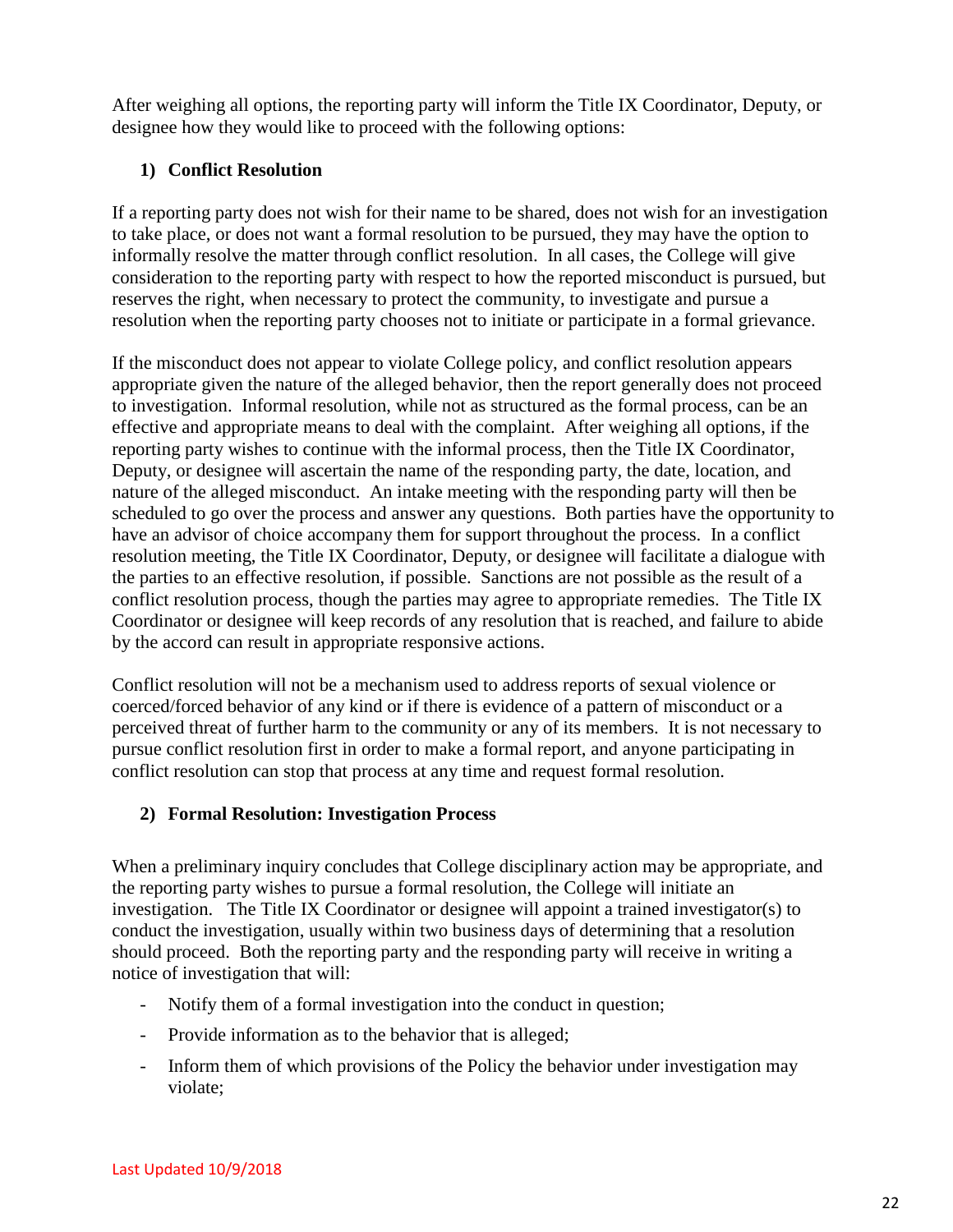After weighing all options, the reporting party will inform the Title IX Coordinator, Deputy, or designee how they would like to proceed with the following options:

**1) Conflict Resolution**

If a reporting party does not wish for their name to be shared, does not wish for an investigation to take place, or does not want a formal resolution to be pursued, they may have the option to informally resolve the matter through conflict resolution. In all cases, the College will give consideration to the reporting party with respect to how the reported misconduct is pursued, but reserves the right, when necessary to protect the community, to investigate and pursue a resolution when the reporting party chooses not to initiate or participate in a formal grievance.

If the misconduct does not appear to violate College policy, and conflict resolution appears appropriate given the nature of the alleged behavior, then the report generally does not proceed to investigation. Informal resolution, while not as structured as the formal process, can be an effective and appropriate means to deal with the complaint. After weighing all options, if the reporting party wishes to continue with the informal process, then the Title IX Coordinator, Deputy, or designee will ascertain the name of the responding party, the date, location, and nature of the alleged misconduct. An intake meeting with the responding party will then be scheduled to go over the process and answer any questions. Both parties have the opportunity to have an advisor of choice accompany them for support throughout the process. In a conflict resolution meeting, the Title IX Coordinator, Deputy, or designee will facilitate a dialogue with the parties to an effective resolution, if possible. Sanctions are not possible as the result of a conflict resolution process, though the parties may agree to appropriate remedies. The Title IX Coordinator or designee will keep records of any resolution that is reached, and failure to abide by the accord can result in appropriate responsive actions.

Conflict resolution will not be a mechanism used to address reports of sexual violence or coerced/forced behavior of any kind or if there is evidence of a pattern of misconduct or a perceived threat of further harm to the community or any of its members. It is not necessary to pursue conflict resolution first in order to make a formal report, and anyone participating in conflict resolution can stop that process at any time and request formal resolution.

**2) Formal Resolution: Investigation Process**

When a preliminary inquiry concludes that College disciplinary action may be appropriate, and the reporting party wishes to pursue a formal resolution, the College will initiate an investigation. The Title IX Coordinator or designee will appoint a trained investigator(s) to conduct the investigation, usually within two business days of determining that a resolution should proceed. Both the reporting party and the responding party will receive in writing a notice of investigation that will:

- Notify them of a formal investigation into the conduct in question;
- Provide information as to the behavior that is alleged;
- Inform them of which provisions of the Policy the behavior under investigation may violate;

Last Updated 10/9/2018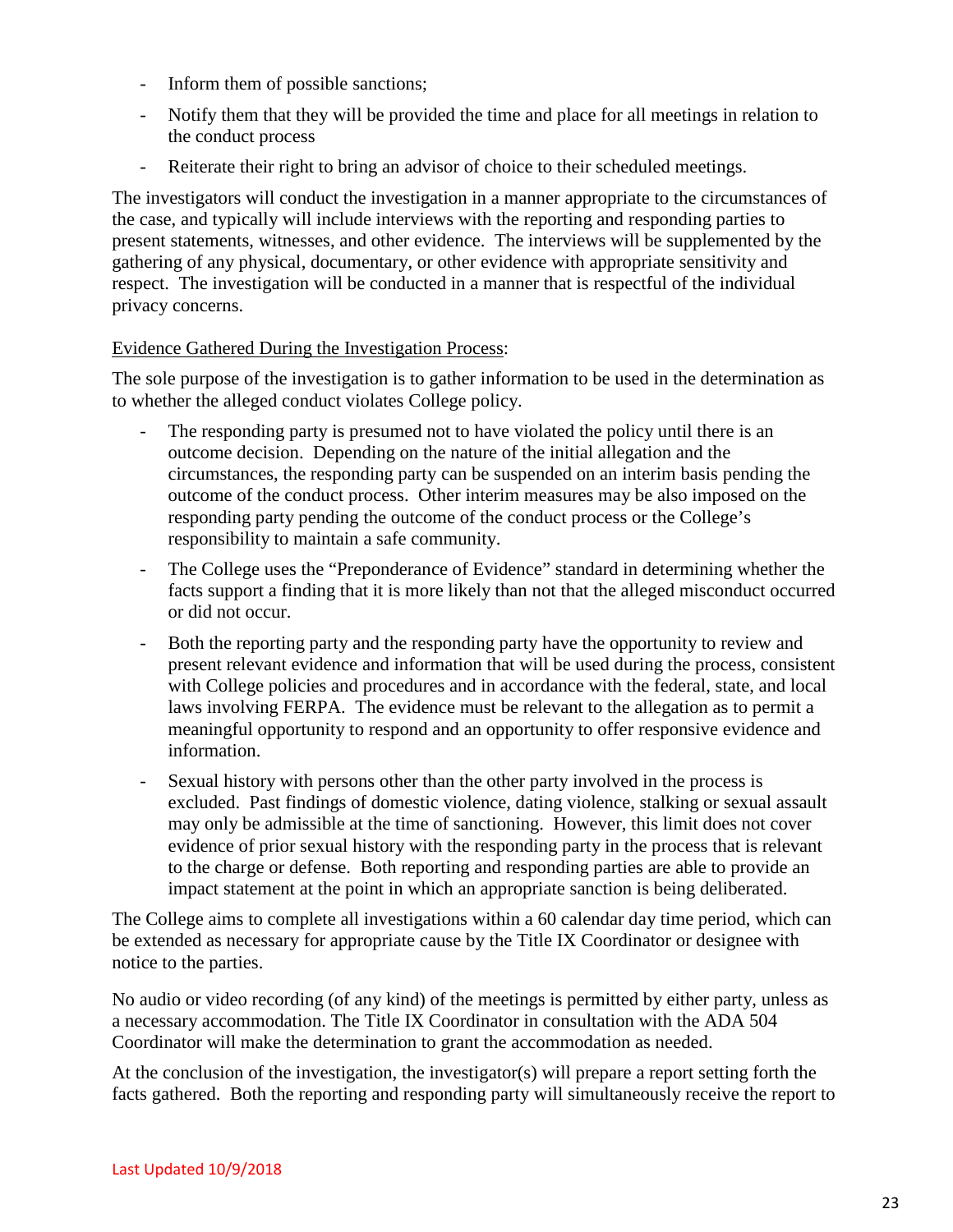- Inform them of possible sanctions;
- Notify them that they will be provided the time and place for all meetings in relation to the conduct process
- Reiterate their right to bring an advisor of choice to their scheduled meetings.

The investigators will conduct the investigation in a manner appropriate to the circumstances of the case, and typically will include interviews with the reporting and responding parties to present statements, witnesses, and other evidence. The interviews will be supplemented by the gathering of any physical, documentary, or other evidence with appropriate sensitivity and respect. The investigation will be conducted in a manner that is respectful of the individual privacy concerns.

Evidence Gathered During the Investigation Process:

The sole purpose of the investigation is to gather information to be used in the determination as to whether the alleged conduct violates College policy.

- The responding party is presumed not to have violated the policy until there is an outcome decision. Depending on the nature of the initial allegation and the circumstances, the responding party can be suspended on an interim basis pending the outcome of the conduct process. Other interim measures may be also imposed on the responding party pending the outcome of the conduct process or the College's responsibility to maintain a safe community.
- The College uses the "Preponderance of Evidence" standard in determining whether the facts support a finding that it is more likely than not that the alleged misconduct occurred or did not occur.
- Both the reporting party and the responding party have the opportunity to review and present relevant evidence and information that will be used during the process, consistent with College policies and procedures and in accordance with the federal, state, and local laws involving FERPA. The evidence must be relevant to the allegation as to permit a meaningful opportunity to respond and an opportunity to offer responsive evidence and information.
- Sexual history with persons other than the other party involved in the process is excluded. Past findings of domestic violence, dating violence, stalking or sexual assault may only be admissible at the time of sanctioning. However, this limit does not cover evidence of prior sexual history with the responding party in the process that is relevant to the charge or defense. Both reporting and responding parties are able to provide an impact statement at the point in which an appropriate sanction is being deliberated.

The College aims to complete all investigations within a 60 calendar day time period, which can be extended as necessary for appropriate cause by the Title IX Coordinator or designee with notice to the parties.

No audio or video recording (of any kind) of the meetings is permitted by either party, unless as a necessary accommodation. The Title IX Coordinator in consultation with the ADA 504 Coordinator will make the determination to grant the accommodation as needed.

At the conclusion of the investigation, the investigator(s) will prepare a report setting forth the facts gathered. Both the reporting and responding party will simultaneously receive the report to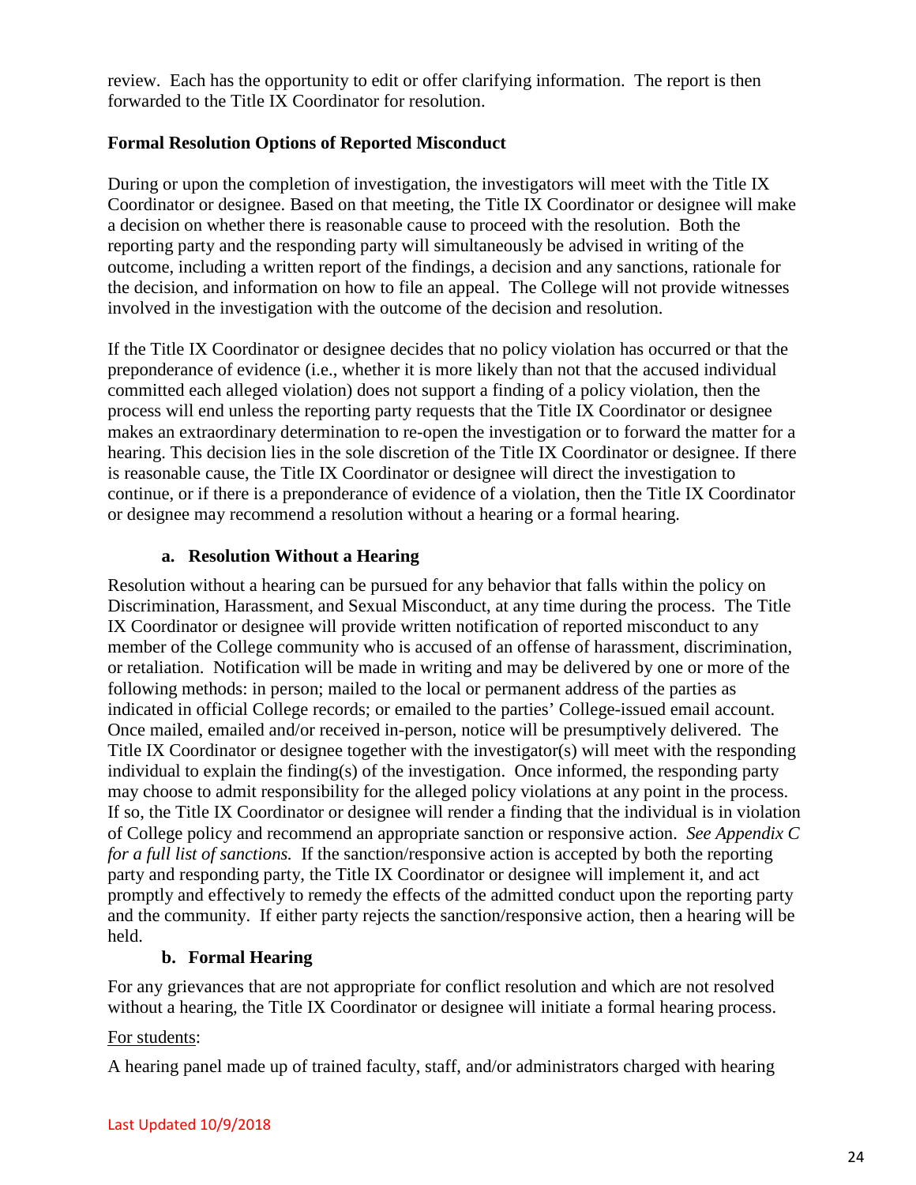review. Each has the opportunity to edit or offer clarifying information. The report is then forwarded to the Title IX Coordinator for resolution.

**Formal Resolution Options of Reported Misconduct**

During or upon the completion of investigation, the investigators will meet with the Title IX Coordinator or designee. Based on that meeting, the Title IX Coordinator or designee will make a decision on whether there is reasonable cause to proceed with the resolution. Both the reporting party and the responding party will simultaneously be advised in writing of the outcome, including a written report of the findings, a decision and any sanctions, rationale for the decision, and information on how to file an appeal. The College will not provide witnesses involved in the investigation with the outcome of the decision and resolution.

If the Title IX Coordinator or designee decides that no policy violation has occurred or that the preponderance of evidence (i.e., whether it is more likely than not that the accused individual committed each alleged violation) does not support a finding of a policy violation, then the process will end unless the reporting party requests that the Title IX Coordinator or designee makes an extraordinary determination to re-open the investigation or to forward the matter for a hearing. This decision lies in the sole discretion of the Title IX Coordinator or designee. If there is reasonable cause, the Title IX Coordinator or designee will direct the investigation to continue, or if there is a preponderance of evidence of a violation, then the Title IX Coordinator or designee may recommend a resolution without a hearing or a formal hearing.

**a. Resolution Without a Hearing**

Resolution without a hearing can be pursued for any behavior that falls within the policy on Discrimination, Harassment, and Sexual Misconduct, at any time during the process. The Title IX Coordinator or designee will provide written notification of reported misconduct to any member of the College community who is accused of an offense of harassment, discrimination, or retaliation. Notification will be made in writing and may be delivered by one or more of the following methods: in person; mailed to the local or permanent address of the parties as indicated in official College records; or emailed to the parties' College-issued email account. Once mailed, emailed and/or received in-person, notice will be presumptively delivered. The Title IX Coordinator or designee together with the investigator(s) will meet with the responding individual to explain the finding(s) of the investigation. Once informed, the responding party may choose to admit responsibility for the alleged policy violations at any point in the process. If so, the Title IX Coordinator or designee will render a finding that the individual is in violation of College policy and recommend an appropriate sanction or responsive action. *See Appendix C for a full list of sanctions.* If the sanction/responsive action is accepted by both the reporting party and responding party, the Title IX Coordinator or designee will implement it, and act promptly and effectively to remedy the effects of the admitted conduct upon the reporting party and the community. If either party rejects the sanction/responsive action, then a hearing will be held.

**b. Formal Hearing**

For any grievances that are not appropriate for conflict resolution and which are not resolved without a hearing, the Title IX Coordinator or designee will initiate a formal hearing process.

<u>For students</u>:

A hearing panel made up of trained faculty, staff, and/or administrators charged with hearing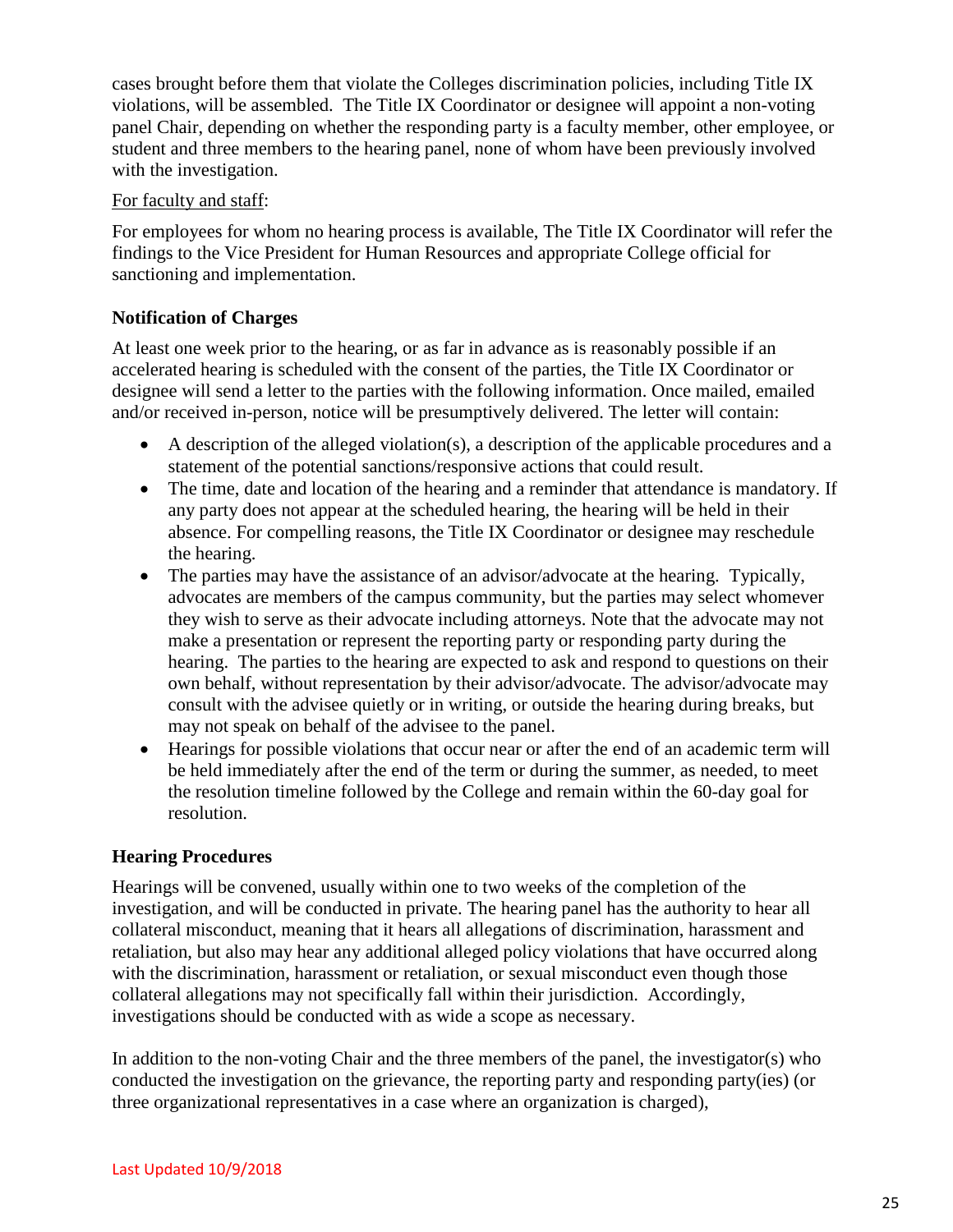cases brought before them that violate the Colleges discrimination policies, including Title IX violations, will be assembled. The Title IX Coordinator or designee will appoint a non-voting panel Chair, depending on whether the responding party is a faculty member, other employee, or student and three members to the hearing panel, none of whom have been previously involved with the investigation.

For faculty and staff:

For employees for whom no hearing process is available, The Title IX Coordinator will refer the findings to the Vice President for Human Resources and appropriate College official for sanctioning and implementation.

**Notification of Charges**

At least one week prior to the hearing, or as far in advance as is reasonably possible if an accelerated hearing is scheduled with the consent of the parties, the Title IX Coordinator or designee will send a letter to the parties with the following information. Once mailed, emailed and/or received in-person, notice will be presumptively delivered. The letter will contain:

- A description of the alleged violation(s), a description of the applicable procedures and a statement of the potential sanctions/responsive actions that could result.
- The time, date and location of the hearing and a reminder that attendance is mandatory. If any party does not appear at the scheduled hearing, the hearing will be held in their absence. For compelling reasons, the Title IX Coordinator or designee may reschedule the hearing.
- The parties may have the assistance of an advisor/advocate at the hearing. Typically, advocates are members of the campus community, but the parties may select whomever they wish to serve as their advocate including attorneys. Note that the advocate may not make a presentation or represent the reporting party or responding party during the hearing. The parties to the hearing are expected to ask and respond to questions on their own behalf, without representation by their advisor/advocate. The advisor/advocate may consult with the advisee quietly or in writing, or outside the hearing during breaks, but may not speak on behalf of the advisee to the panel.
- Hearings for possible violations that occur near or after the end of an academic term will be held immediately after the end of the term or during the summer, as needed, to meet the resolution timeline followed by the College and remain within the 60-day goal for resolution.

**Hearing Procedures**

Hearings will be convened, usually within one to two weeks of the completion of the investigation, and will be conducted in private. The hearing panel has the authority to hear all collateral misconduct, meaning that it hears all allegations of discrimination, harassment and retaliation, but also may hear any additional alleged policy violations that have occurred along with the discrimination, harassment or retaliation, or sexual misconduct even though those collateral allegations may not specifically fall within their jurisdiction. Accordingly, investigations should be conducted with as wide a scope as necessary.

In addition to the non-voting Chair and the three members of the panel, the investigator(s) who conducted the investigation on the grievance, the reporting party and responding party(ies) (or three organizational representatives in a case where an organization is charged),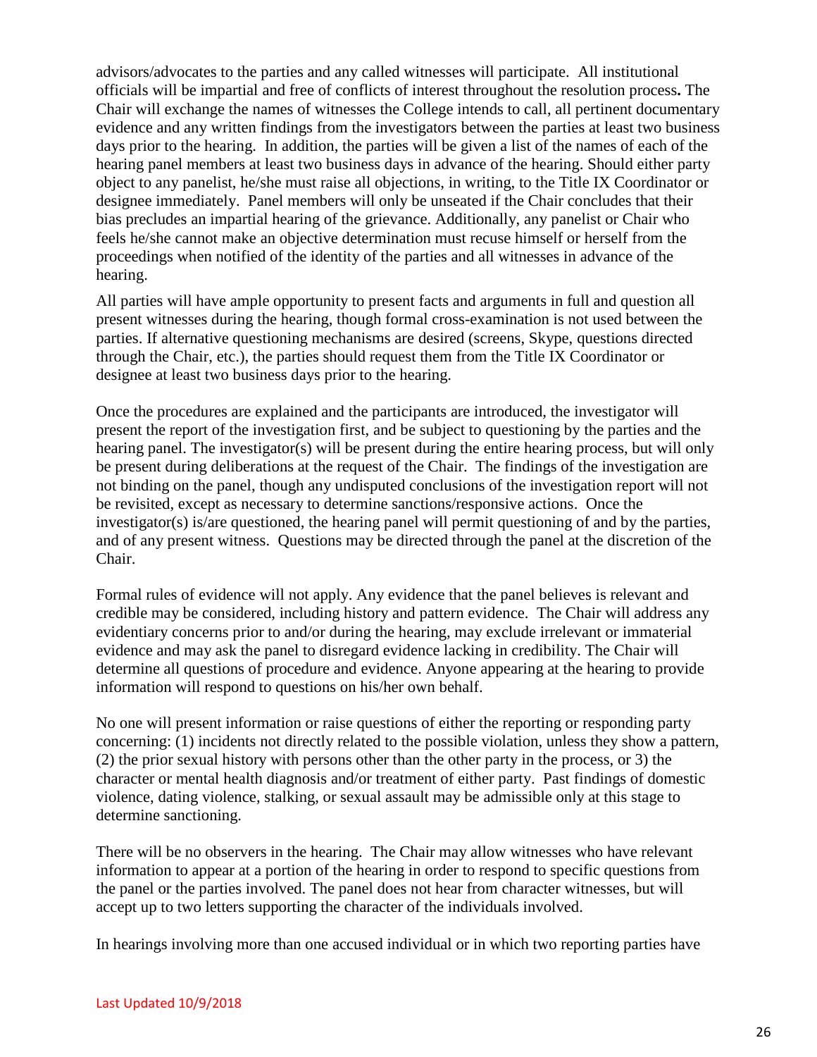advisors/advocates to the parties and any called witnesses will participate. All institutional officials will be impartial and free of conflicts of interest throughout the resolution process**.** The Chair will exchange the names of witnesses the College intends to call, all pertinent documentary evidence and any written findings from the investigators between the parties at least two business days prior to the hearing. In addition, the parties will be given a list of the names of each of the hearing panel members at least two business days in advance of the hearing. Should either party object to any panelist, he/she must raise all objections, in writing, to the Title IX Coordinator or designee immediately. Panel members will only be unseated if the Chair concludes that their bias precludes an impartial hearing of the grievance. Additionally, any panelist or Chair who feels he/she cannot make an objective determination must recuse himself or herself from the proceedings when notified of the identity of the parties and all witnesses in advance of the hearing.

All parties will have ample opportunity to present facts and arguments in full and question all present witnesses during the hearing, though formal cross-examination is not used between the parties. If alternative questioning mechanisms are desired (screens, Skype, questions directed through the Chair, etc.), the parties should request them from the Title IX Coordinator or designee at least two business days prior to the hearing.

Once the procedures are explained and the participants are introduced, the investigator will present the report of the investigation first, and be subject to questioning by the parties and the hearing panel. The investigator(s) will be present during the entire hearing process, but will only be present during deliberations at the request of the Chair. The findings of the investigation are not binding on the panel, though any undisputed conclusions of the investigation report will not be revisited, except as necessary to determine sanctions/responsive actions. Once the investigator(s) is/are questioned, the hearing panel will permit questioning of and by the parties, and of any present witness. Questions may be directed through the panel at the discretion of the Chair.

Formal rules of evidence will not apply. Any evidence that the panel believes is relevant and credible may be considered, including history and pattern evidence. The Chair will address any evidentiary concerns prior to and/or during the hearing, may exclude irrelevant or immaterial evidence and may ask the panel to disregard evidence lacking in credibility. The Chair will determine all questions of procedure and evidence. Anyone appearing at the hearing to provide information will respond to questions on his/her own behalf.

No one will present information or raise questions of either the reporting or responding party concerning: (1) incidents not directly related to the possible violation, unless they show a pattern, (2) the prior sexual history with persons other than the other party in the process, or 3) the character or mental health diagnosis and/or treatment of either party. Past findings of domestic violence, dating violence, stalking, or sexual assault may be admissible only at this stage to determine sanctioning.

There will be no observers in the hearing. The Chair may allow witnesses who have relevant information to appear at a portion of the hearing in order to respond to specific questions from the panel or the parties involved. The panel does not hear from character witnesses, but will accept up to two letters supporting the character of the individuals involved.

In hearings involving more than one accused individual or in which two reporting parties have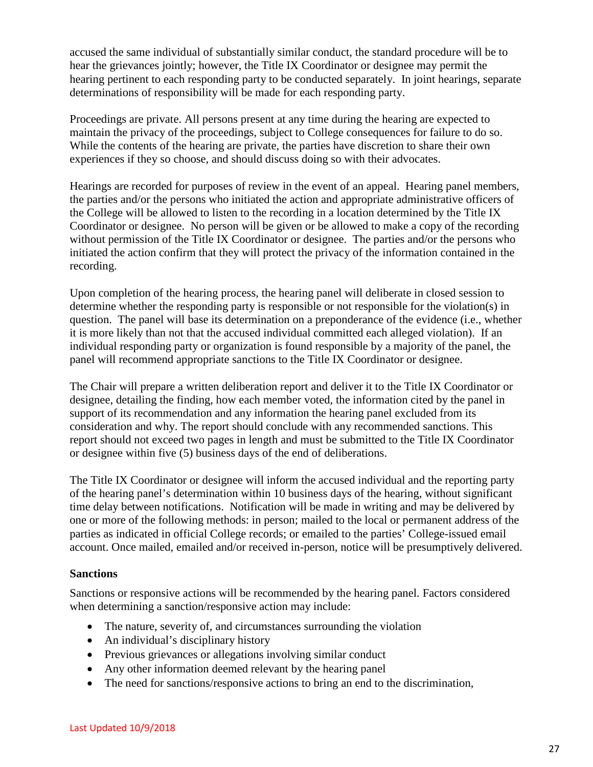accused the same individual of substantially similar conduct, the standard procedure will be to hear the grievances jointly; however, the Title IX Coordinator or designee may permit the hearing pertinent to each responding party to be conducted separately. In joint hearings, separate determinations of responsibility will be made for each responding party.

Proceedings are private. All persons present at any time during the hearing are expected to maintain the privacy of the proceedings, subject to College consequences for failure to do so. While the contents of the hearing are private, the parties have discretion to share their own experiences if they so choose, and should discuss doing so with their advocates.

Hearings are recorded for purposes of review in the event of an appeal. Hearing panel members, the parties and/or the persons who initiated the action and appropriate administrative officers of the College will be allowed to listen to the recording in a location determined by the Title IX Coordinator or designee. No person will be given or be allowed to make a copy of the recording without permission of the Title IX Coordinator or designee. The parties and/or the persons who initiated the action confirm that they will protect the privacy of the information contained in the recording.

Upon completion of the hearing process, the hearing panel will deliberate in closed session to determine whether the responding party is responsible or not responsible for the violation(s) in question. The panel will base its determination on a preponderance of the evidence (i.e., whether it is more likely than not that the accused individual committed each alleged violation). If an individual responding party or organization is found responsible by a majority of the panel, the panel will recommend appropriate sanctions to the Title IX Coordinator or designee.

The Chair will prepare a written deliberation report and deliver it to the Title IX Coordinator or designee, detailing the finding, how each member voted, the information cited by the panel in support of its recommendation and any information the hearing panel excluded from its consideration and why. The report should conclude with any recommended sanctions. This report should not exceed two pages in length and must be submitted to the Title IX Coordinator or designee within five (5) business days of the end of deliberations.

The Title IX Coordinator or designee will inform the accused individual and the reporting party of the hearing panel's determination within 10 business days of the hearing, without significant time delay between notifications. Notification will be made in writing and may be delivered by one or more of the following methods: in person; mailed to the local or permanent address of the parties as indicated in official College records; or emailed to the parties' College-issued email account. Once mailed, emailed and/or received in-person, notice will be presumptively delivered.

**Sanctions**

Sanctions or responsive actions will be recommended by the hearing panel. Factors considered when determining a sanction/responsive action may include:

- The nature, severity of, and circumstances surrounding the violation
- An individual's disciplinary history
- Previous grievances or allegations involving similar conduct
- Any other information deemed relevant by the hearing panel
- The need for sanctions/responsive actions to bring an end to the discrimination,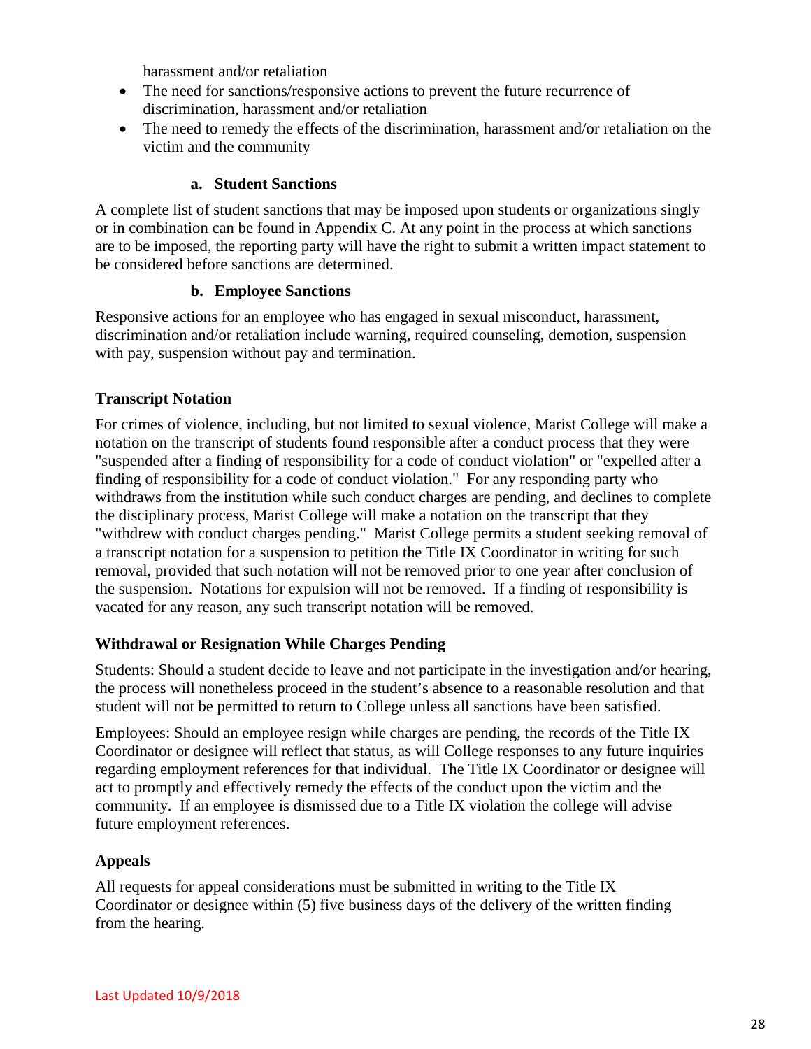harassment and/or retaliation

- The need for sanctions/responsive actions to prevent the future recurrence of discrimination, harassment and/or retaliation
- The need to remedy the effects of the discrimination, harassment and/or retaliation on the victim and the community

#### a. Student Sanctions

A complete list of student sanctions that may be imposed upon students or organizations singly or in combination can be found in Appendix C. At any point in the process at which sanctions are to be imposed, the reporting party will have the right to submit a written impact statement to be considered before sanctions are determined.

#### b. Employee Sanctions

Responsive actions for an employee who has engaged in sexual misconduct, harassment, discrimination and/or retaliation include warning, required counseling, demotion, suspension with pay, suspension without pay and termination.

### Transcript Notation

For crimes of violence, including, but not limited to sexual violence, Marist College will make a notation on the transcript of students found responsible after a conduct process that they were "suspended after a finding of responsibility for a code of conduct violation" or "expelled after a finding of responsibility for a code of conduct violation." For any responding party who withdraws from the institution while such conduct charges are pending, and declines to complete the disciplinary process, Marist College will make a notation on the transcript that they "withdrew with conduct charges pending." Marist College permits a student seeking removal of a transcript notation for a suspension to petition the Title IX Coordinator in writing for such removal, provided that such notation will not be removed prior to one year after conclusion of the suspension. Notations for expulsion will not be removed. If a finding of responsibility is vacated for any reason, any such transcript notation will be removed.

### Withdrawal or Resignation While Charges Pending

Students: Should a student decide to leave and not participate in the investigation and/or hearing, the process will nonetheless proceed in the student's absence to a reasonable resolution and that student will not be permitted to return to College unless all sanctions have been satisfied.

Employees: Should an employee resign while charges are pending, the records of the Title IX Coordinator or designee will reflect that status, as will College responses to any future inquiries regarding employment references for that individual. The Title IX Coordinator or designee will act to promptly and effectively remedy the effects of the conduct upon the victim and the community. If an employee is dismissed due to a Title IX violation the college will advise future employment references.

### Appeals

All requests for appeal considerations must be submitted in writing to the Title IX Coordinator or designee within (5) five business days of the delivery of the written finding from the hearing.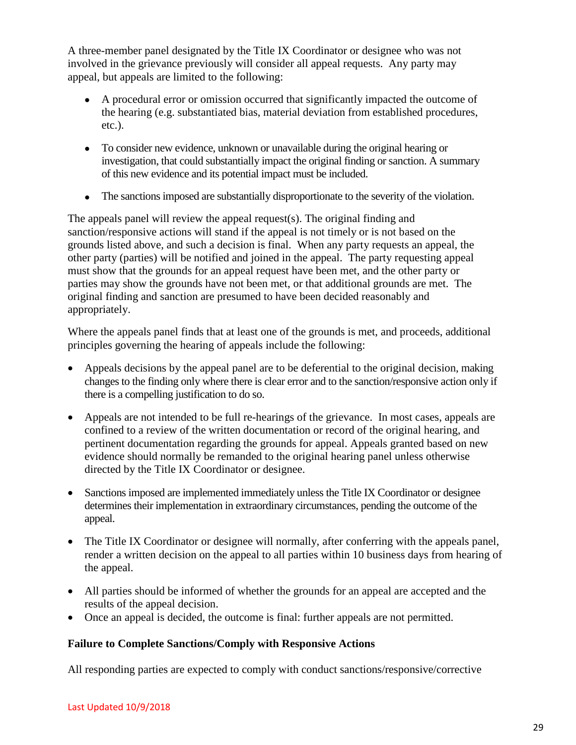A three-member panel designated by the Title IX Coordinator or designee who was not involved in the grievance previously will consider all appeal requests. Any party may appeal, but appeals are limited to the following:

- A procedural error or omission occurred that significantly impacted the outcome of the hearing (e.g. substantiated bias, material deviation from established procedures, etc.).
- To consider new evidence, unknown or unavailable during the original hearing or investigation, that could substantially impact the original finding or sanction. A summary of this new evidence and its potential impact must be included.
- The sanctions imposed are substantially disproportionate to the severity of the violation.

The appeals panel will review the appeal request(s). The original finding and sanction/responsive actions will stand if the appeal is not timely or is not based on the grounds listed above, and such a decision is final. When any party requests an appeal, the other party (parties) will be notified and joined in the appeal. The party requesting appeal must show that the grounds for an appeal request have been met, and the other party or parties may show the grounds have not been met, or that additional grounds are met. The original finding and sanction are presumed to have been decided reasonably and appropriately.

Where the appeals panel finds that at least one of the grounds is met, and proceeds, additional principles governing the hearing of appeals include the following:

- Appeals decisions by the appeal panel are to be deferential to the original decision, making changes to the finding only where there is clear error and to the sanction/responsive action only if there is a compelling justification to do so.
- Appeals are not intended to be full re-hearings of the grievance. In most cases, appeals are confined to a review of the written documentation or record of the original hearing, and pertinent documentation regarding the grounds for appeal. Appeals granted based on new evidence should normally be remanded to the original hearing panel unless otherwise directed by the Title IX Coordinator or designee.
- Sanctions imposed are implemented immediately unless the Title IX Coordinator or designee determines their implementation in extraordinary circumstances, pending the outcome of the appeal.
- The Title IX Coordinator or designee will normally, after conferring with the appeals panel, render a written decision on the appeal to all parties within 10 business days from hearing of the appeal.
- All parties should be informed of whether the grounds for an appeal are accepted and the results of the appeal decision.
- Once an appeal is decided, the outcome is final: further appeals are not permitted.

**Failure to Complete Sanctions/Comply with Responsive Actions**

All responding parties are expected to comply with conduct sanctions/responsive/corrective

Last Updated 10/9/2018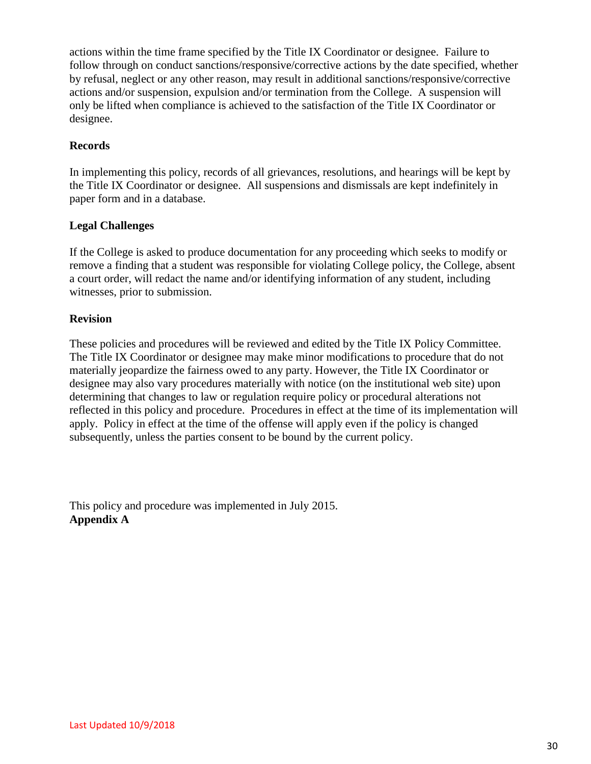actions within the time frame specified by the Title IX Coordinator or designee. Failure to follow through on conduct sanctions/responsive/corrective actions by the date specified, whether by refusal, neglect or any other reason, may result in additional sanctions/responsive/corrective actions and/or suspension, expulsion and/or termination from the College. A suspension will only be lifted when compliance is achieved to the satisfaction of the Title IX Coordinator or designee.

**Records**

In implementing this policy, records of all grievances, resolutions, and hearings will be kept by the Title IX Coordinator or designee. All suspensions and dismissals are kept indefinitely in paper form and in a database.

**Legal Challenges**

If the College is asked to produce documentation for any proceeding which seeks to modify or remove a finding that a student was responsible for violating College policy, the College, absent a court order, will redact the name and/or identifying information of any student, including witnesses, prior to submission.

**Revision**

These policies and procedures will be reviewed and edited by the Title IX Policy Committee. The Title IX Coordinator or designee may make minor modifications to procedure that do not materially jeopardize the fairness owed to any party. However, the Title IX Coordinator or designee may also vary procedures materially with notice (on the institutional web site) upon determining that changes to law or regulation require policy or procedural alterations not reflected in this policy and procedure. Procedures in effect at the time of its implementation will apply. Policy in effect at the time of the offense will apply even if the policy is changed subsequently, unless the parties consent to be bound by the current policy.

This policy and procedure was implemented in July 2015.

**Appendix A**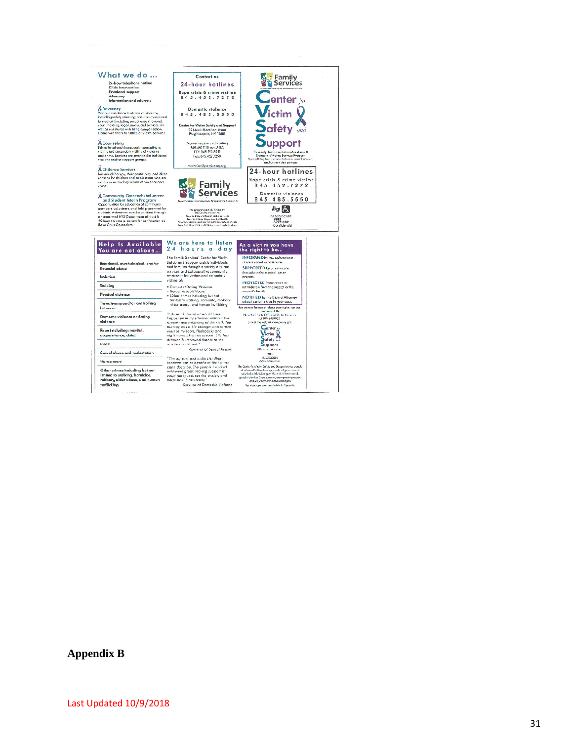## What we do ...

24-hour telephone hotline
Crisis Intervention
Emotional support
Advocacy
Information and referrals

**Advocacy**
24-hour assistance to victims of violence, including safety planning and accompaniment to medical (including sexual assault exams), court, housing, legal, and social services, as well as assistance with filing compensation claims with the NYS Office of Victim Services.

**Counseling**
Educational and therapeutic counseling to victims and secondary victims of violence and crime. Services are provided in individual sessions and/or support groups.

**Children Services**
Individual therapy, therapeutic play, and direct services for children and adolescents who are victims or secondary victims of violence and crime.

**Community Outreach/Volunteer and Student Intern Program**
Opportunities for education of community members, volunteers, and field placement for students. Volunteers must be certified through an approved NYS Department of Health 40-hour training program for certification as Rape Crisis Counselors.

## Contact us

### 24-hour hotlines

Rape crisis & crime victims
845.452.7272

Domestic violence
845.485.5550

Center for Victim Safety and Support
29 North Hamilton Street
Poughkeepsie, NY 12601

Non-emergency scheduling
845.452.1110, ext. 3483
TTY: 845.790.5931
Fax: 845.452.7298

www.familyservicesny.org

Family Services

The program partially funded by:
The County of Dutchess
New York State Office of Victim Services
New York State Department of Health
New York State Department of Criminal Justice Services
New York State Office of Children and Family Services

Family Services

# Center for Victim Safety and Support

Previously the Crime Victims Assistance & Domestic Violence Services Program
Specializing in domestic violence, sexual assault, and crime victim services.

### 24-hour hotlines

Rape crisis & crime victims
845.452.7272

Domestic violence
845.485.5550

All services are
- FREE
- Accessible
- Confidential

## Help Is Available
## You are not alone...

- Emotional, psychological, and/or financial abuse
- Isolation
- Stalking
- Physical violence
- Threatening and/or controlling behavior
- Domestic violence or dating violence
- Rape (including: marital, acquaintance, date)
- Incest
- Sexual abuse and molestation
- Harassment
- Other crimes including but not limited to stalking, homicide, robbery, elder abuse, and human trafficking

## We are here to listen 24 hours a day

The Family Services' Center for Victim Safety and Support assists individuals and families through a variety of direct services and collaborative community responses for victims and secondary victims of:

- Domestic/Dating Violence
- Sexual Assault/Abuse
- Other crimes including but not limited to stalking, homicide, robbery, elder abuse, and human trafficking

*"I do not know what would have happened in my situation without the support and advocacy of the staff. The therapy was a life changer and settled most of my fears, flashbacks and nightmares after the assault. Life has dramatically improved thanks to the services I received."*
-Survivor of Sexual Assault

*"The support and understanding I received was so beneficial that words can't describe. The people I worked with were great! Having support at court really reduces the anxiety and helps one think clearly."*
-Survivor of Domestic Violence

## As a victim you have the right to be...

**INFORMED** by law enforcement officers about local services.

**SUPPORTED** by an advocate throughout the criminal justice process.

**PROTECTED** from threats or intimidation from the suspect or the suspect's family.

**NOTIFIED** by the District Attorney about certain steps in your case.

For more information about your rights you can also contact the New York State Office of Victim Services at 800.247.8035 or visit the web at www.ovs.ny.gov

Center for Victim Safety and Support

All our services are:
FREE
ACCESSIBLE
CONFIDENTIAL

The Center for Victim Safety and Support serves people of all ages, ethnic backgrounds, religions, sexual orientations (lesbian, gay, bisexual, heterosexual), gender identities (men, women, transgender people), abilities, citizenship status and ages.

Services are also available in Spanish.

# Appendix B

Last Updated 10/9/2018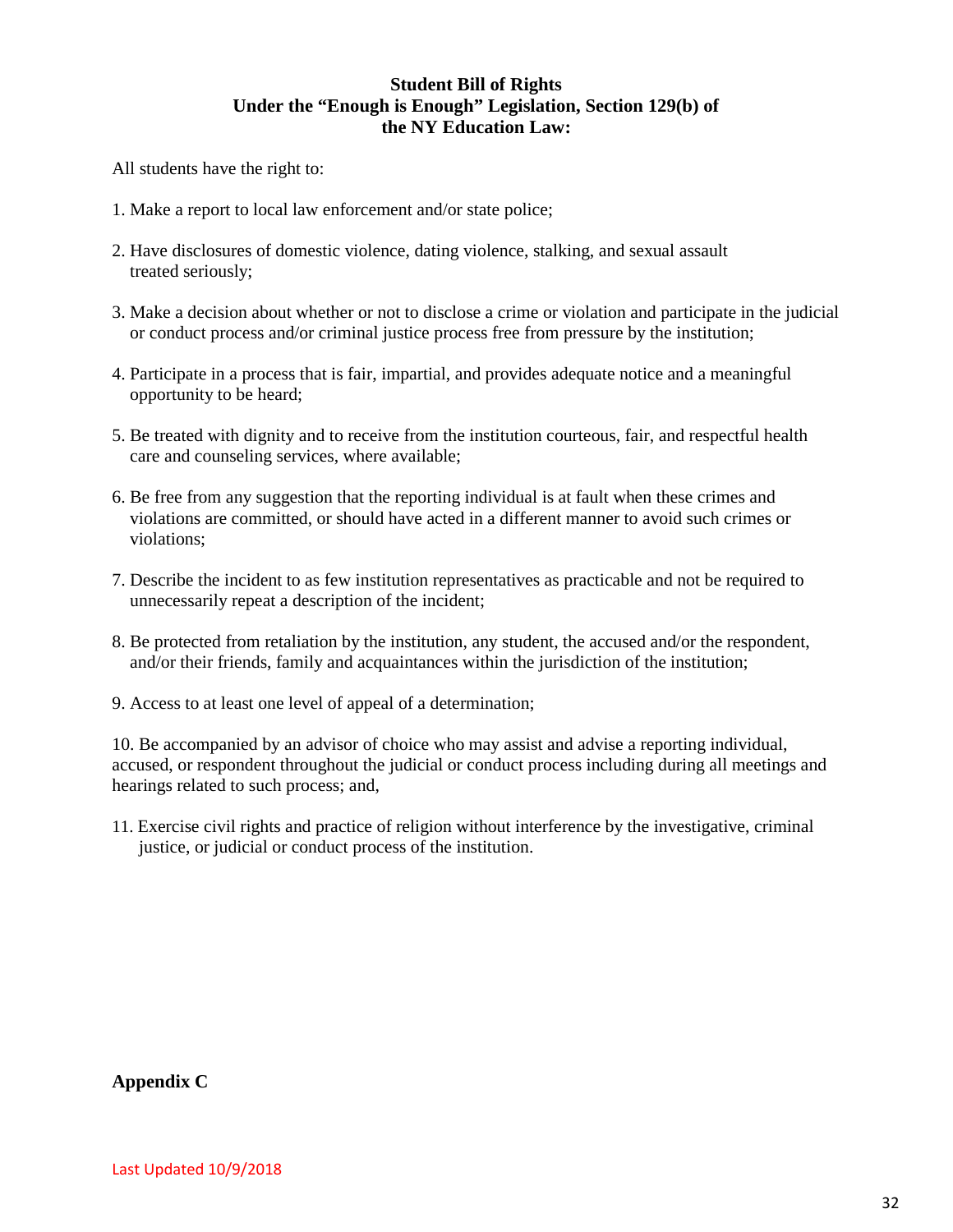**Student Bill of Rights**
**Under the "Enough is Enough" Legislation, Section 129(b) of the NY Education Law:**

All students have the right to:

1. Make a report to local law enforcement and/or state police;

2. Have disclosures of domestic violence, dating violence, stalking, and sexual assault treated seriously;

3. Make a decision about whether or not to disclose a crime or violation and participate in the judicial or conduct process and/or criminal justice process free from pressure by the institution;

4. Participate in a process that is fair, impartial, and provides adequate notice and a meaningful opportunity to be heard;

5. Be treated with dignity and to receive from the institution courteous, fair, and respectful health care and counseling services, where available;

6. Be free from any suggestion that the reporting individual is at fault when these crimes and violations are committed, or should have acted in a different manner to avoid such crimes or violations;

7. Describe the incident to as few institution representatives as practicable and not be required to unnecessarily repeat a description of the incident;

8. Be protected from retaliation by the institution, any student, the accused and/or the respondent, and/or their friends, family and acquaintances within the jurisdiction of the institution;

9. Access to at least one level of appeal of a determination;

10. Be accompanied by an advisor of choice who may assist and advise a reporting individual, accused, or respondent throughout the judicial or conduct process including during all meetings and hearings related to such process; and,

11. Exercise civil rights and practice of religion without interference by the investigative, criminal justice, or judicial or conduct process of the institution.

**Appendix C**

Last Updated 10/9/2018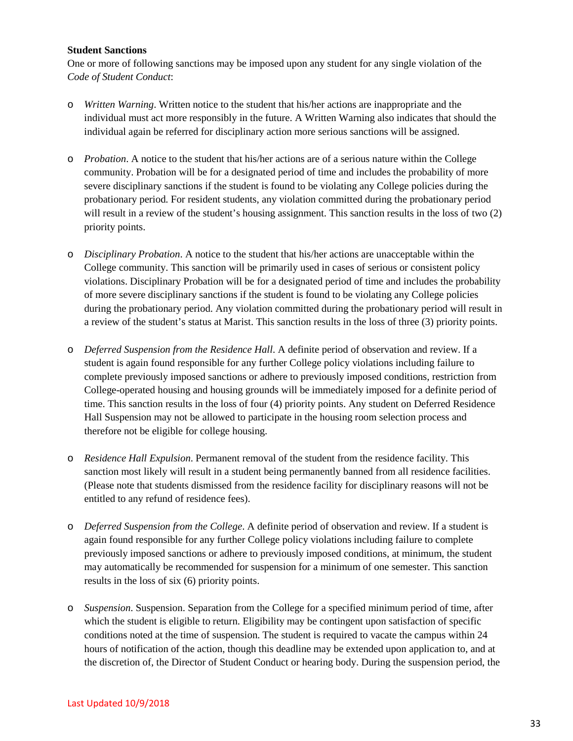**Student Sanctions**

One or more of following sanctions may be imposed upon any student for any single violation of the *Code of Student Conduct*:

- *Written Warning*. Written notice to the student that his/her actions are inappropriate and the individual must act more responsibly in the future. A Written Warning also indicates that should the individual again be referred for disciplinary action more serious sanctions will be assigned.

- *Probation*. A notice to the student that his/her actions are of a serious nature within the College community. Probation will be for a designated period of time and includes the probability of more severe disciplinary sanctions if the student is found to be violating any College policies during the probationary period. For resident students, any violation committed during the probationary period will result in a review of the student's housing assignment. This sanction results in the loss of two (2) priority points.

- *Disciplinary Probation*. A notice to the student that his/her actions are unacceptable within the College community. This sanction will be primarily used in cases of serious or consistent policy violations. Disciplinary Probation will be for a designated period of time and includes the probability of more severe disciplinary sanctions if the student is found to be violating any College policies during the probationary period. Any violation committed during the probationary period will result in a review of the student's status at Marist. This sanction results in the loss of three (3) priority points.

- *Deferred Suspension from the Residence Hall*. A definite period of observation and review. If a student is again found responsible for any further College policy violations including failure to complete previously imposed sanctions or adhere to previously imposed conditions, restriction from College-operated housing and housing grounds will be immediately imposed for a definite period of time. This sanction results in the loss of four (4) priority points. Any student on Deferred Residence Hall Suspension may not be allowed to participate in the housing room selection process and therefore not be eligible for college housing.

- *Residence Hall Expulsion*. Permanent removal of the student from the residence facility. This sanction most likely will result in a student being permanently banned from all residence facilities. (Please note that students dismissed from the residence facility for disciplinary reasons will not be entitled to any refund of residence fees).

- *Deferred Suspension from the College*. A definite period of observation and review. If a student is again found responsible for any further College policy violations including failure to complete previously imposed sanctions or adhere to previously imposed conditions, at minimum, the student may automatically be recommended for suspension for a minimum of one semester. This sanction results in the loss of six (6) priority points.

- *Suspension*. Suspension. Separation from the College for a specified minimum period of time, after which the student is eligible to return. Eligibility may be contingent upon satisfaction of specific conditions noted at the time of suspension. The student is required to vacate the campus within 24 hours of notification of the action, though this deadline may be extended upon application to, and at the discretion of, the Director of Student Conduct or hearing body. During the suspension period, the

Last Updated 10/9/2018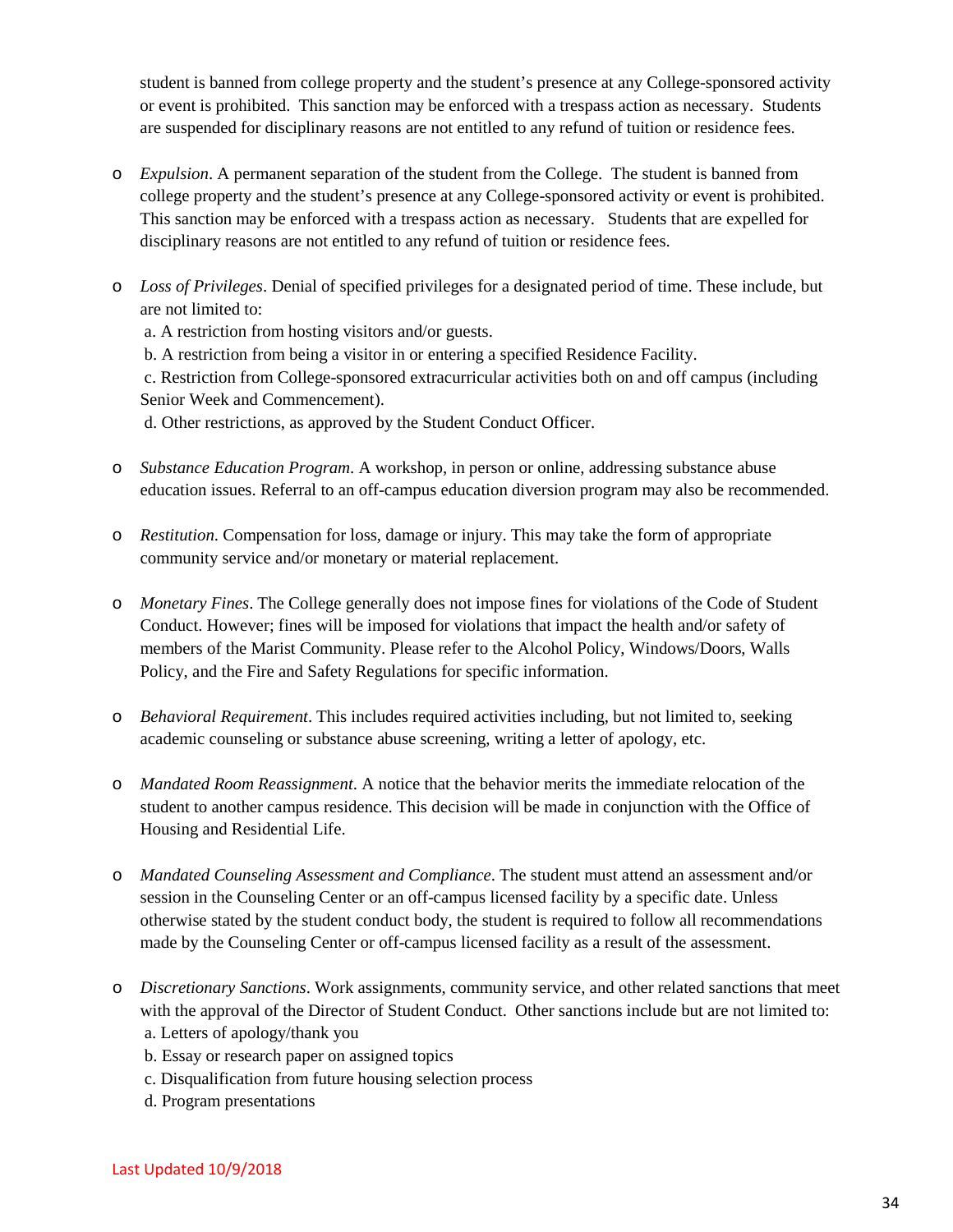student is banned from college property and the student's presence at any College-sponsored activity or event is prohibited. This sanction may be enforced with a trespass action as necessary. Students are suspended for disciplinary reasons are not entitled to any refund of tuition or residence fees.

- *Expulsion*. A permanent separation of the student from the College. The student is banned from college property and the student's presence at any College-sponsored activity or event is prohibited. This sanction may be enforced with a trespass action as necessary. Students that are expelled for disciplinary reasons are not entitled to any refund of tuition or residence fees.

- *Loss of Privileges*. Denial of specified privileges for a designated period of time. These include, but are not limited to:
  a. A restriction from hosting visitors and/or guests.
  b. A restriction from being a visitor in or entering a specified Residence Facility.
  c. Restriction from College-sponsored extracurricular activities both on and off campus (including Senior Week and Commencement).
  d. Other restrictions, as approved by the Student Conduct Officer.

- *Substance Education Program*. A workshop, in person or online, addressing substance abuse education issues. Referral to an off-campus education diversion program may also be recommended.

- *Restitution*. Compensation for loss, damage or injury. This may take the form of appropriate community service and/or monetary or material replacement.

- *Monetary Fines*. The College generally does not impose fines for violations of the Code of Student Conduct. However; fines will be imposed for violations that impact the health and/or safety of members of the Marist Community. Please refer to the Alcohol Policy, Windows/Doors, Walls Policy, and the Fire and Safety Regulations for specific information.

- *Behavioral Requirement*. This includes required activities including, but not limited to, seeking academic counseling or substance abuse screening, writing a letter of apology, etc.

- *Mandated Room Reassignment*. A notice that the behavior merits the immediate relocation of the student to another campus residence. This decision will be made in conjunction with the Office of Housing and Residential Life.

- *Mandated Counseling Assessment and Compliance*. The student must attend an assessment and/or session in the Counseling Center or an off-campus licensed facility by a specific date. Unless otherwise stated by the student conduct body, the student is required to follow all recommendations made by the Counseling Center or off-campus licensed facility as a result of the assessment.

- *Discretionary Sanctions*. Work assignments, community service, and other related sanctions that meet with the approval of the Director of Student Conduct. Other sanctions include but are not limited to:
  a. Letters of apology/thank you
  b. Essay or research paper on assigned topics
  c. Disqualification from future housing selection process
  d. Program presentations

Last Updated 10/9/2018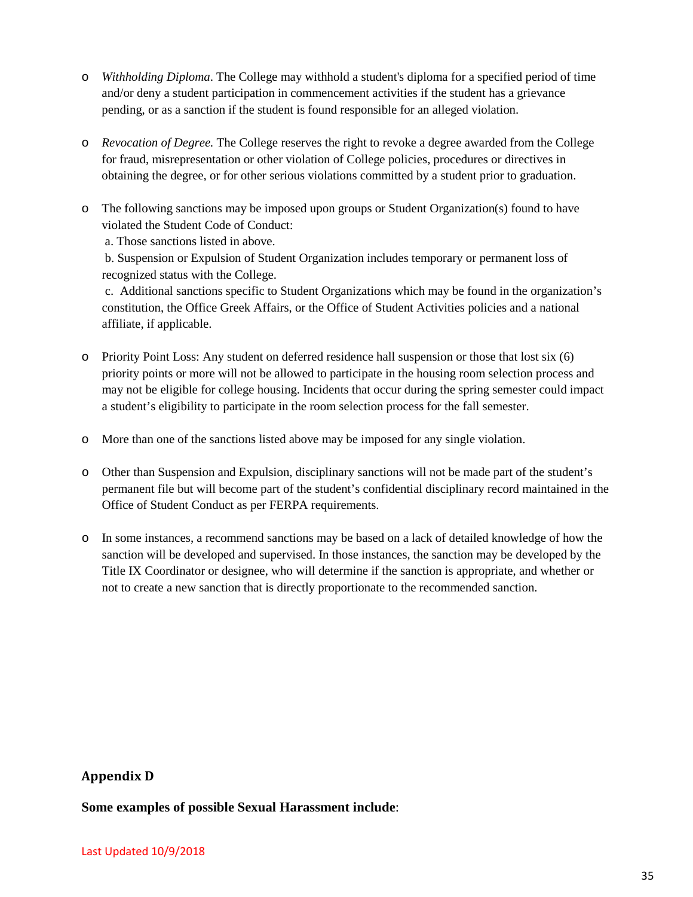- *Withholding Diploma*. The College may withhold a student's diploma for a specified period of time and/or deny a student participation in commencement activities if the student has a grievance pending, or as a sanction if the student is found responsible for an alleged violation.

- *Revocation of Degree.* The College reserves the right to revoke a degree awarded from the College for fraud, misrepresentation or other violation of College policies, procedures or directives in obtaining the degree, or for other serious violations committed by a student prior to graduation.

- The following sanctions may be imposed upon groups or Student Organization(s) found to have violated the Student Code of Conduct:
  a. Those sanctions listed in above.
  b. Suspension or Expulsion of Student Organization includes temporary or permanent loss of recognized status with the College.
  c. Additional sanctions specific to Student Organizations which may be found in the organization's constitution, the Office Greek Affairs, or the Office of Student Activities policies and a national affiliate, if applicable.

- Priority Point Loss: Any student on deferred residence hall suspension or those that lost six (6) priority points or more will not be allowed to participate in the housing room selection process and may not be eligible for college housing. Incidents that occur during the spring semester could impact a student's eligibility to participate in the room selection process for the fall semester.

- More than one of the sanctions listed above may be imposed for any single violation.

- Other than Suspension and Expulsion, disciplinary sanctions will not be made part of the student's permanent file but will become part of the student's confidential disciplinary record maintained in the Office of Student Conduct as per FERPA requirements.

- In some instances, a recommend sanctions may be based on a lack of detailed knowledge of how the sanction will be developed and supervised. In those instances, the sanction may be developed by the Title IX Coordinator or designee, who will determine if the sanction is appropriate, and whether or not to create a new sanction that is directly proportionate to the recommended sanction.

## Appendix D

**Some examples of possible Sexual Harassment include**:

Last Updated 10/9/2018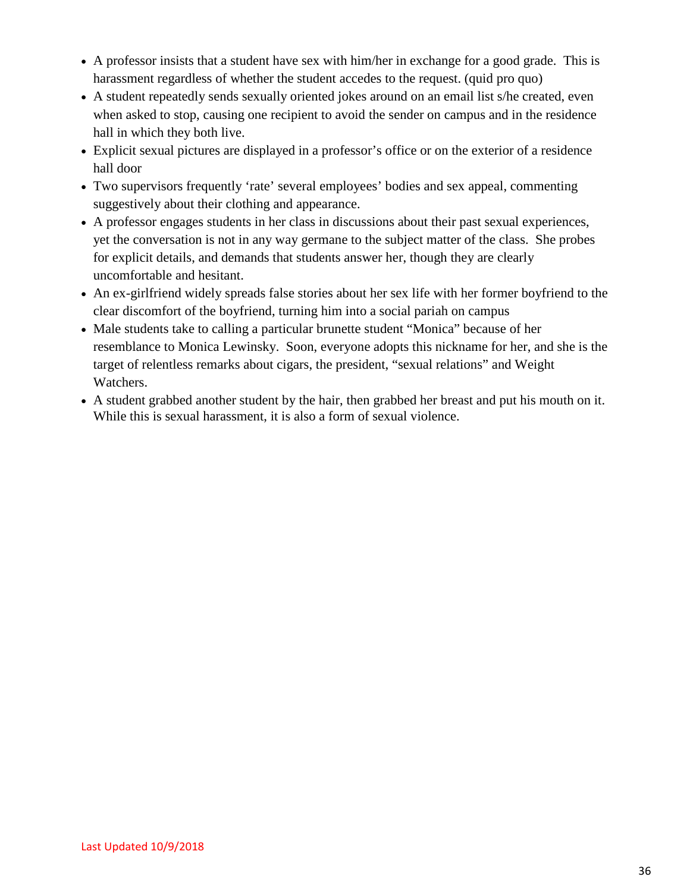- A professor insists that a student have sex with him/her in exchange for a good grade. This is harassment regardless of whether the student accedes to the request. (quid pro quo)
- A student repeatedly sends sexually oriented jokes around on an email list s/he created, even when asked to stop, causing one recipient to avoid the sender on campus and in the residence hall in which they both live.
- Explicit sexual pictures are displayed in a professor's office or on the exterior of a residence hall door
- Two supervisors frequently 'rate' several employees' bodies and sex appeal, commenting suggestively about their clothing and appearance.
- A professor engages students in her class in discussions about their past sexual experiences, yet the conversation is not in any way germane to the subject matter of the class. She probes for explicit details, and demands that students answer her, though they are clearly uncomfortable and hesitant.
- An ex-girlfriend widely spreads false stories about her sex life with her former boyfriend to the clear discomfort of the boyfriend, turning him into a social pariah on campus
- Male students take to calling a particular brunette student "Monica" because of her resemblance to Monica Lewinsky. Soon, everyone adopts this nickname for her, and she is the target of relentless remarks about cigars, the president, "sexual relations" and Weight Watchers.
- A student grabbed another student by the hair, then grabbed her breast and put his mouth on it. While this is sexual harassment, it is also a form of sexual violence.

Last Updated 10/9/2018